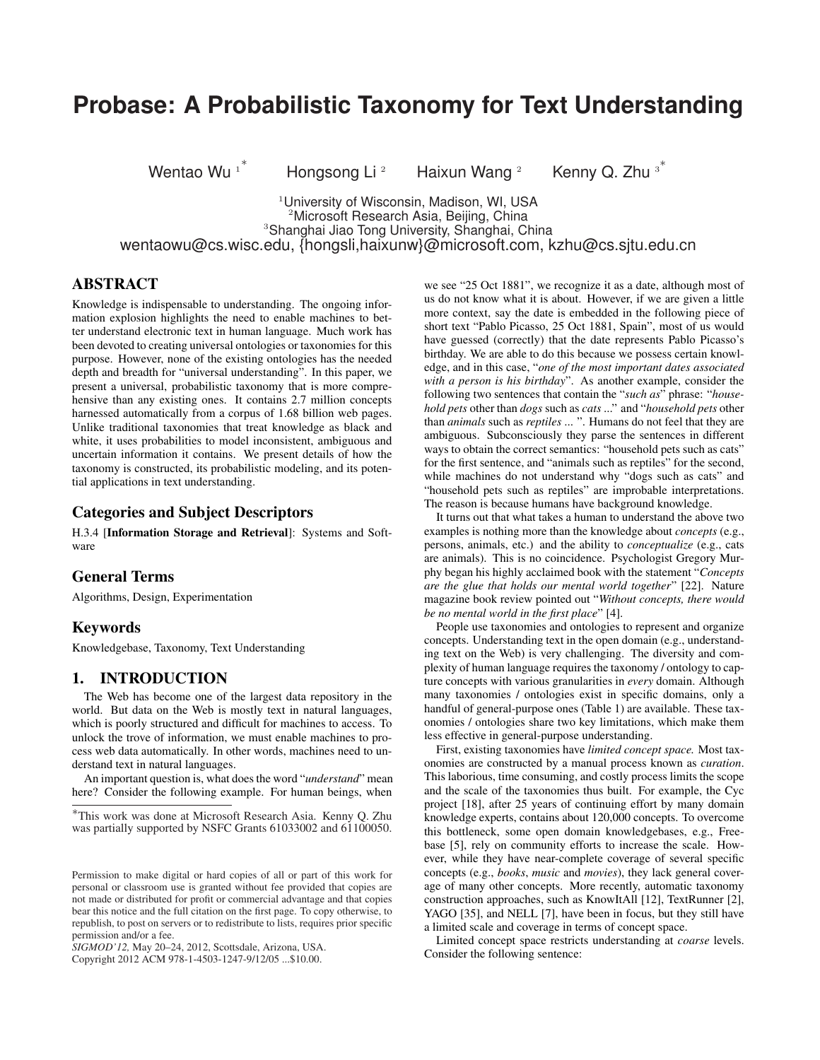# Probase: A Probabilistic Taxonomy for Text Understanding

Wentao Wu [1]* Hongsong Li [2] Haixun Wang [2] Kenny Q. Zhu [3]*

[1]University of Wisconsin, Madison, WI, USA
[2]Microsoft Research Asia, Beijing, China
[3]Shanghai Jiao Tong University, Shanghai, China
wentaowu@cs.wisc.edu, {hongsli,haixunw}@microsoft.com, kzhu@cs.sjtu.edu.cn

## ABSTRACT

Knowledge is indispensable to understanding. The ongoing information explosion highlights the need to enable machines to better understand electronic text in human language. Much work has been devoted to creating universal ontologies or taxonomies for this purpose. However, none of the existing ontologies has the needed depth and breadth for "universal understanding". In this paper, we present a universal, probabilistic taxonomy that is more comprehensive than any existing ones. It contains 2.7 million concepts harnessed automatically from a corpus of 1.68 billion web pages. Unlike traditional taxonomies that treat knowledge as black and white, it uses probabilities to model inconsistent, ambiguous and uncertain information it contains. We present details of how the taxonomy is constructed, its probabilistic modeling, and its potential applications in text understanding.

## Categories and Subject Descriptors

H.3.4 [**Information Storage and Retrieval**]: Systems and Software

## General Terms

Algorithms, Design, Experimentation

## Keywords

Knowledgebase, Taxonomy, Text Understanding

## 1. INTRODUCTION

The Web has become one of the largest data repository in the world. But data on the Web is mostly text in natural languages, which is poorly structured and difficult for machines to access. To unlock the trove of information, we must enable machines to process web data automatically. In other words, machines need to understand text in natural languages.

An important question is, what does the word "*understand*" mean here? Consider the following example. For human beings, when we see "25 Oct 1881", we recognize it as a date, although most of us do not know what it is about. However, if we are given a little more context, say the date is embedded in the following piece of short text "Pablo Picasso, 25 Oct 1881, Spain", most of us would have guessed (correctly) that the date represents Pablo Picasso's birthday. We are able to do this because we possess certain knowledge, and in this case, "*one of the most important dates associated with a person is his birthday*". As another example, consider the following two sentences that contain the "*such as*" phrase: "*household pets* other than *dogs* such as *cats* ..." and "*household pets* other than *animals* such as *reptiles* ... ". Humans do not feel that they are ambiguous. Subconsciously they parse the sentences in different ways to obtain the correct semantics: "household pets such as cats" for the first sentence, and "animals such as reptiles" for the second, while machines do not understand why "dogs such as cats" and "household pets such as reptiles" are improbable interpretations. The reason is because humans have background knowledge.

It turns out that what takes a human to understand the above two examples is nothing more than the knowledge about *concepts* (e.g., persons, animals, etc.) and the ability to *conceptualize* (e.g., cats are animals). This is no coincidence. Psychologist Gregory Murphy began his highly acclaimed book with the statement "*Concepts are the glue that holds our mental world together*" [22]. Nature magazine book review pointed out "*Without concepts, there would be no mental world in the first place*" [4].

People use taxonomies and ontologies to represent and organize concepts. Understanding text in the open domain (e.g., understanding text on the Web) is very challenging. The diversity and complexity of human language requires the taxonomy / ontology to capture concepts with various granularities in *every* domain. Although many taxonomies / ontologies exist in specific domains, only a handful of general-purpose ones (Table 1) are available. These taxonomies / ontologies share two key limitations, which make them less effective in general-purpose understanding.

First, existing taxonomies have *limited concept space.* Most taxonomies are constructed by a manual process known as *curation*. This laborious, time consuming, and costly process limits the scope and the scale of the taxonomies thus built. For example, the Cyc project [18], after 25 years of continuing effort by many domain knowledge experts, contains about 120,000 concepts. To overcome this bottleneck, some open domain knowledgebases, e.g., Freebase [5], rely on community efforts to increase the scale. However, while they have near-complete coverage of several specific concepts (e.g., *books*, *music* and *movies*), they lack general coverage of many other concepts. More recently, automatic taxonomy construction approaches, such as KnowItAll [12], TextRunner [2], YAGO [35], and NELL [7], have been in focus, but they still have a limited scale and coverage in terms of concept space.

Limited concept space restricts understanding at *coarse* levels. Consider the following sentence:

*This work was done at Microsoft Research Asia. Kenny Q. Zhu was partially supported by NSFC Grants 61033002 and 61100050.

Permission to make digital or hard copies of all or part of this work for personal or classroom use is granted without fee provided that copies are not made or distributed for profit or commercial advantage and that copies bear this notice and the full citation on the first page. To copy otherwise, to republish, to post on servers or to redistribute to lists, requires prior specific permission and/or a fee.
*SIGMOD'12,* May 20–24, 2012, Scottsdale, Arizona, USA.
Copyright 2012 ACM 978-1-4503-1247-9/12/05 ...$10.00.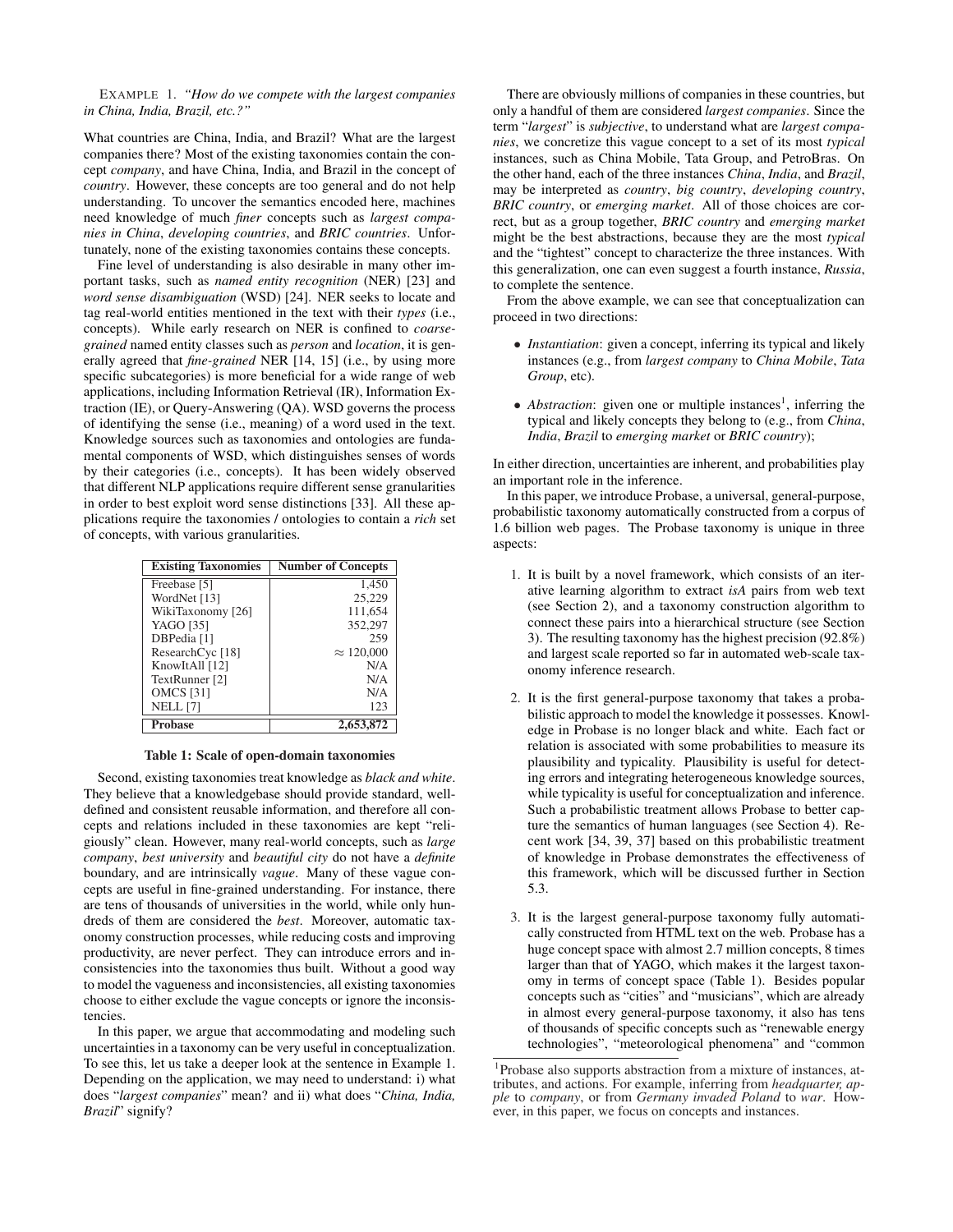EXAMPLE 1. *"How do we compete with the largest companies in China, India, Brazil, etc.?"*

What countries are China, India, and Brazil? What are the largest companies there? Most of the existing taxonomies contain the concept *company*, and have China, India, and Brazil in the concept of *country*. However, these concepts are too general and do not help understanding. To uncover the semantics encoded here, machines need knowledge of much *finer* concepts such as *largest companies in China*, *developing countries*, and *BRIC countries*. Unfortunately, none of the existing taxonomies contains these concepts.

Fine level of understanding is also desirable in many other important tasks, such as *named entity recognition* (NER) [23] and *word sense disambiguation* (WSD) [24]. NER seeks to locate and tag real-world entities mentioned in the text with their *types* (i.e., concepts). While early research on NER is confined to *coarse-grained* named entity classes such as *person* and *location*, it is generally agreed that *fine-grained* NER [14, 15] (i.e., by using more specific subcategories) is more beneficial for a wide range of web applications, including Information Retrieval (IR), Information Extraction (IE), or Query-Answering (QA). WSD governs the process of identifying the sense (i.e., meaning) of a word used in the text. Knowledge sources such as taxonomies and ontologies are fundamental components of WSD, which distinguishes senses of words by their categories (i.e., concepts). It has been widely observed that different NLP applications require different sense granularities in order to best exploit word sense distinctions [33]. All these applications require the taxonomies / ontologies to contain a *rich* set of concepts, with various granularities.

| Existing Taxonomies | Number of Concepts |
|---|---|
| Freebase [5] | 1,450 |
| WordNet [13] | 25,229 |
| WikiTaxonomy [26] | 111,654 |
| YAGO [35] | 352,297 |
| DBPedia [1] | 259 |
| ResearchCyc [18] | $\approx 120,000$ |
| KnowItAll [12] | N/A |
| TextRunner [2] | N/A |
| OMCS [31] | N/A |
| NELL [7] | 123 |
| **Probase** | **2,653,872** |

**Table 1: Scale of open-domain taxonomies**

Second, existing taxonomies treat knowledge as *black and white*. They believe that a knowledgebase should provide standard, well-defined and consistent reusable information, and therefore all concepts and relations included in these taxonomies are kept "religiously" clean. However, many real-world concepts, such as *large company*, *best university* and *beautiful city* do not have a *definite* boundary, and are intrinsically *vague*. Many of these vague concepts are useful in fine-grained understanding. For instance, there are tens of thousands of universities in the world, while only hundreds of them are considered the *best*. Moreover, automatic taxonomy construction processes, while reducing costs and improving productivity, are never perfect. They can introduce errors and inconsistencies into the taxonomies thus built. Without a good way to model the vagueness and inconsistencies, all existing taxonomies choose to either exclude the vague concepts or ignore the inconsistencies.

In this paper, we argue that accommodating and modeling such uncertainties in a taxonomy can be very useful in conceptualization. To see this, let us take a deeper look at the sentence in Example 1. Depending on the application, we may need to understand: i) what does "*largest companies*" mean? and ii) what does "*China, India, Brazil*" signify?

There are obviously millions of companies in these countries, but only a handful of them are considered *largest companies*. Since the term "*largest*" is *subjective*, to understand what are *largest companies*, we concretize this vague concept to a set of its most *typical* instances, such as China Mobile, Tata Group, and PetroBras. On the other hand, each of the three instances *China*, *India*, and *Brazil*, may be interpreted as *country*, *big country*, *developing country*, *BRIC country*, or *emerging market*. All of those choices are correct, but as a group together, *BRIC country* and *emerging market* might be the best abstractions, because they are the most *typical* and the "tightest" concept to characterize the three instances. With this generalization, one can even suggest a fourth instance, *Russia*, to complete the sentence.

From the above example, we can see that conceptualization can proceed in two directions:

- *Instantiation*: given a concept, inferring its typical and likely instances (e.g., from *largest company* to *China Mobile*, *Tata Group*, etc).
- *Abstraction*: given one or multiple instances[1], inferring the typical and likely concepts they belong to (e.g., from *China*, *India*, *Brazil* to *emerging market* or *BRIC country*);

In either direction, uncertainties are inherent, and probabilities play an important role in the inference.

In this paper, we introduce Probase, a universal, general-purpose, probabilistic taxonomy automatically constructed from a corpus of 1.6 billion web pages. The Probase taxonomy is unique in three aspects:

1. It is built by a novel framework, which consists of an iterative learning algorithm to extract *isA* pairs from web text (see Section 2), and a taxonomy construction algorithm to connect these pairs into a hierarchical structure (see Section 3). The resulting taxonomy has the highest precision (92.8%) and largest scale reported so far in automated web-scale taxonomy inference research.
2. It is the first general-purpose taxonomy that takes a probabilistic approach to model the knowledge it possesses. Knowledge in Probase is no longer black and white. Each fact or relation is associated with some probabilities to measure its plausibility and typicality. Plausibility is useful for detecting errors and integrating heterogeneous knowledge sources, while typicality is useful for conceptualization and inference. Such a probabilistic treatment allows Probase to better capture the semantics of human languages (see Section 4). Recent work [34, 39, 37] based on this probabilistic treatment of knowledge in Probase demonstrates the effectiveness of this framework, which will be discussed further in Section 5.3.
3. It is the largest general-purpose taxonomy fully automatically constructed from HTML text on the web. Probase has a huge concept space with almost 2.7 million concepts, 8 times larger than that of YAGO, which makes it the largest taxonomy in terms of concept space (Table 1). Besides popular concepts such as "cities" and "musicians", which are already in almost every general-purpose taxonomy, it also has tens of thousands of specific concepts such as "renewable energy technologies", "meteorological phenomena" and "common

[1] Probase also supports abstraction from a mixture of instances, attributes, and actions. For example, inferring from *headquarter, apple* to *company*, or from *Germany invaded Poland* to *war*. However, in this paper, we focus on concepts and instances.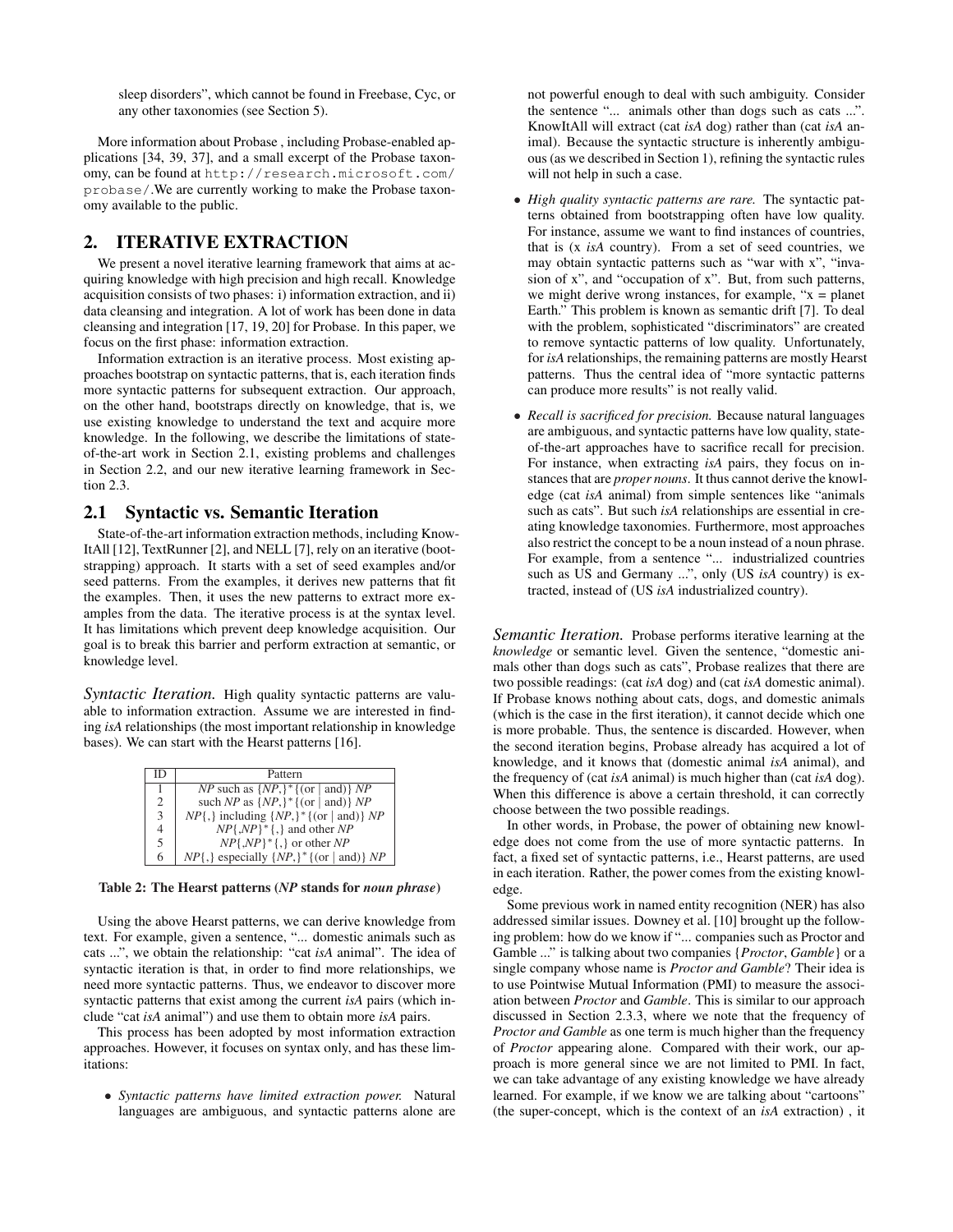sleep disorders", which cannot be found in Freebase, Cyc, or any other taxonomies (see Section 5).

More information about Probase , including Probase-enabled applications [34, 39, 37], and a small excerpt of the Probase taxonomy, can be found at http://research.microsoft.com/probase/.We are currently working to make the Probase taxonomy available to the public.

## 2. ITERATIVE EXTRACTION

We present a novel iterative learning framework that aims at acquiring knowledge with high precision and high recall. Knowledge acquisition consists of two phases: i) information extraction, and ii) data cleansing and integration. A lot of work has been done in data cleansing and integration [17, 19, 20] for Probase. In this paper, we focus on the first phase: information extraction.

Information extraction is an iterative process. Most existing approaches bootstrap on syntactic patterns, that is, each iteration finds more syntactic patterns for subsequent extraction. Our approach, on the other hand, bootstraps directly on knowledge, that is, we use existing knowledge to understand the text and acquire more knowledge. In the following, we describe the limitations of state-of-the-art work in Section 2.1, existing problems and challenges in Section 2.2, and our new iterative learning framework in Section 2.3.

### 2.1 Syntactic vs. Semantic Iteration

State-of-the-art information extraction methods, including KnowItAll [12], TextRunner [2], and NELL [7], rely on an iterative (bootstrapping) approach. It starts with a set of seed examples and/or seed patterns. From the examples, it derives new patterns that fit the examples. Then, it uses the new patterns to extract more examples from the data. The iterative process is at the syntax level. It has limitations which prevent deep knowledge acquisition. Our goal is to break this barrier and perform extraction at semantic, or knowledge level.

*Syntactic Iteration.* High quality syntactic patterns are valuable to information extraction. Assume we are interested in finding *isA* relationships (the most important relationship in knowledge bases). We can start with the Hearst patterns [16].

| ID | Pattern |
|---|---|
| 1 | *NP* such as $\{NP,\}^*\{(\text{or} \mid \text{and})\}$ *NP* |
| 2 | such *NP* as $\{NP,\}^*\{(\text{or} \mid \text{and})\}$ *NP* |
| 3 | *NP*{,} including $\{NP,\}^*\{(\text{or} \mid \text{and})\}$ *NP* |
| 4 | *NP*$\{,NP\}^*$\{,\} and other *NP* |
| 5 | *NP*$\{,NP\}^*$\{,\} or other *NP* |
| 6 | *NP*{,} especially $\{NP,\}^*\{(\text{or} \mid \text{and})\}$ *NP* |

**Table 2: The Hearst patterns (*NP* stands for *noun phrase*)**

Using the above Hearst patterns, we can derive knowledge from text. For example, given a sentence, "... domestic animals such as cats ...", we obtain the relationship: "cat *isA* animal". The idea of syntactic iteration is that, in order to find more relationships, we need more syntactic patterns. Thus, we endeavor to discover more syntactic patterns that exist among the current *isA* pairs (which include "cat *isA* animal") and use them to obtain more *isA* pairs.

This process has been adopted by most information extraction approaches. However, it focuses on syntax only, and has these limitations:

- *Syntactic patterns have limited extraction power.* Natural languages are ambiguous, and syntactic patterns alone are not powerful enough to deal with such ambiguity. Consider the sentence "... animals other than dogs such as cats ...". KnowItAll will extract (cat *isA* dog) rather than (cat *isA* animal). Because the syntactic structure is inherently ambiguous (as we described in Section 1), refining the syntactic rules will not help in such a case.
- *High quality syntactic patterns are rare.* The syntactic patterns obtained from bootstrapping often have low quality. For instance, assume we want to find instances of countries, that is (x *isA* country). From a set of seed countries, we may obtain syntactic patterns such as "war with x", "invasion of x", and "occupation of x". But, from such patterns, we might derive wrong instances, for example, "x = planet Earth." This problem is known as semantic drift [7]. To deal with the problem, sophisticated "discriminators" are created to remove syntactic patterns of low quality. Unfortunately, for *isA* relationships, the remaining patterns are mostly Hearst patterns. Thus the central idea of "more syntactic patterns can produce more results" is not really valid.
- *Recall is sacrificed for precision.* Because natural languages are ambiguous, and syntactic patterns have low quality, state-of-the-art approaches have to sacrifice recall for precision. For instance, when extracting *isA* pairs, they focus on instances that are *proper nouns*. It thus cannot derive the knowledge (cat *isA* animal) from simple sentences like "animals such as cats". But such *isA* relationships are essential in creating knowledge taxonomies. Furthermore, most approaches also restrict the concept to be a noun instead of a noun phrase. For example, from a sentence "... industrialized countries such as US and Germany ...", only (US *isA* country) is extracted, instead of (US *isA* industrialized country).

*Semantic Iteration.* Probase performs iterative learning at the *knowledge* or semantic level. Given the sentence, "domestic animals other than dogs such as cats", Probase realizes that there are two possible readings: (cat *isA* dog) and (cat *isA* domestic animal). If Probase knows nothing about cats, dogs, and domestic animals (which is the case in the first iteration), it cannot decide which one is more probable. Thus, the sentence is discarded. However, when the second iteration begins, Probase already has acquired a lot of knowledge, and it knows that (domestic animal *isA* animal), and the frequency of (cat *isA* animal) is much higher than (cat *isA* dog). When this difference is above a certain threshold, it can correctly choose between the two possible readings.

In other words, in Probase, the power of obtaining new knowledge does not come from the use of more syntactic patterns. In fact, a fixed set of syntactic patterns, i.e., Hearst patterns, are used in each iteration. Rather, the power comes from the existing knowledge.

Some previous work in named entity recognition (NER) has also addressed similar issues. Downey et al. [10] brought up the following problem: how do we know if "... companies such as Proctor and Gamble ..." is talking about two companies {*Proctor*, *Gamble*} or a single company whose name is *Proctor and Gamble*? Their idea is to use Pointwise Mutual Information (PMI) to measure the association between *Proctor* and *Gamble*. This is similar to our approach discussed in Section 2.3.3, where we note that the frequency of *Proctor and Gamble* as one term is much higher than the frequency of *Proctor* appearing alone. Compared with their work, our approach is more general since we are not limited to PMI. In fact, we can take advantage of any existing knowledge we have already learned. For example, if we know we are talking about "cartoons" (the super-concept, which is the context of an *isA* extraction) , it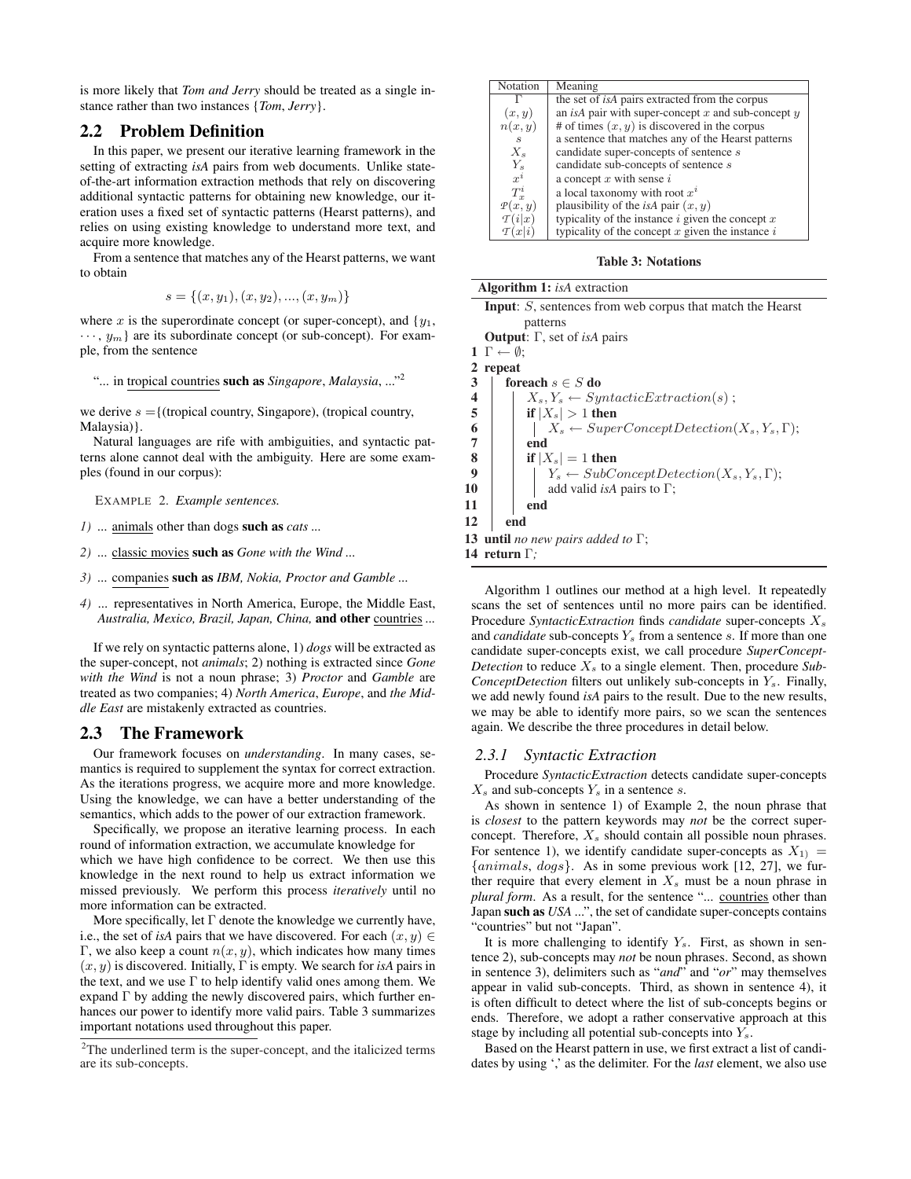is more likely that *Tom and Jerry* should be treated as a single instance rather than two instances {*Tom*, *Jerry*}.

## 2.2 Problem Definition

In this paper, we present our iterative learning framework in the setting of extracting *isA* pairs from web documents. Unlike state-of-the-art information extraction methods that rely on discovering additional syntactic patterns for obtaining new knowledge, our iteration uses a fixed set of syntactic patterns (Hearst patterns), and relies on using existing knowledge to understand more text, and acquire more knowledge.

From a sentence that matches any of the Hearst patterns, we want to obtain

$$s = \{(x, y_1), (x, y_2), ..., (x, y_m)\}$$

where $x$ is the superordinate concept (or super-concept), and $\{y_1, \cdots, y_m\}$ are its subordinate concept (or sub-concept). For example, from the sentence

"... in tropical countries **such as** *Singapore*, *Malaysia*, ..."[2]

we derive $s$ ={(tropical country, Singapore), (tropical country, Malaysia)}.

Natural languages are rife with ambiguities, and syntactic patterns alone cannot deal with the ambiguity. Here are some examples (found in our corpus):

EXAMPLE 2. *Example sentences.*

*1)* ... animals other than dogs **such as** *cats* ...

*2)* ... classic movies **such as** *Gone with the Wind* ...

*3)* ... companies **such as** *IBM, Nokia, Proctor and Gamble* ...

*4)* ... representatives in North America, Europe, the Middle East, *Australia, Mexico, Brazil, Japan, China,* **and other** countries ...

If we rely on syntactic patterns alone, 1) *dogs* will be extracted as the super-concept, not *animals*; 2) nothing is extracted since *Gone with the Wind* is not a noun phrase; 3) *Proctor* and *Gamble* are treated as two companies; 4) *North America*, *Europe*, and *the Middle East* are mistakenly extracted as countries.

## 2.3 The Framework

Our framework focuses on *understanding*. In many cases, semantics is required to supplement the syntax for correct extraction. As the iterations progress, we acquire more and more knowledge. Using the knowledge, we can have a better understanding of the semantics, which adds to the power of our extraction framework.

Specifically, we propose an iterative learning process. In each round of information extraction, we accumulate knowledge for which we have high confidence to be correct. We then use this knowledge in the next round to help us extract information we missed previously. We perform this process *iteratively* until no more information can be extracted.

More specifically, let $\Gamma$ denote the knowledge we currently have, i.e., the set of *isA* pairs that we have discovered. For each $(x, y) \in \Gamma$, we also keep a count $n(x, y)$, which indicates how many times $(x, y)$ is discovered. Initially, $\Gamma$ is empty. We search for *isA* pairs in the text, and we use $\Gamma$ to help identify valid ones among them. We expand $\Gamma$ by adding the newly discovered pairs, which further enhances our power to identify more valid pairs. Table 3 summarizes important notations used throughout this paper.

[2]The underlined term is the super-concept, and the italicized terms are its sub-concepts.

| Notation | Meaning |
|---|---|
| $\Gamma$ | the set of *isA* pairs extracted from the corpus |
| $(x, y)$ | an *isA* pair with super-concept $x$ and sub-concept $y$ |
| $n(x, y)$ | # of times $(x, y)$ is discovered in the corpus |
| $s$ | a sentence that matches any of the Hearst patterns |
| $X_s$ | candidate super-concepts of sentence $s$ |
| $Y_s$ | candidate sub-concepts of sentence $s$ |
| $x^i$ | a concept $x$ with sense $i$ |
| $T_x^i$ | a local taxonomy with root $x^i$ |
| $\mathcal{P}(x, y)$ | plausibility of the *isA* pair $(x, y)$ |
| $\mathcal{T}(i\|x)$ | typicality of the instance $i$ given the concept $x$ |
| $\mathcal{T}(x\|i)$ | typicality of the concept $x$ given the instance $i$ |

**Table 3: Notations**

**Algorithm 1:** *isA* extraction

```
   Input: S, sentences from web corpus that match the Hearst
          patterns
   Output: Γ, set of isA pairs
1  Γ ← ∅;
2  repeat
3      foreach s ∈ S do
4          X_s, Y_s ← SyntacticExtraction(s) ;
5          if |X_s| > 1 then
6              X_s ← SuperConceptDetection(X_s, Y_s, Γ);
7          end
8          if |X_s| = 1 then
9              Y_s ← SubConceptDetection(X_s, Y_s, Γ);
10             add valid isA pairs to Γ;
11         end
12     end
13 until no new pairs added to Γ;
14 return Γ;
```

Algorithm 1 outlines our method at a high level. It repeatedly scans the set of sentences until no more pairs can be identified. Procedure *SyntacticExtraction* finds *candidate* super-concepts $X_s$ and *candidate* sub-concepts $Y_s$ from a sentence $s$. If more than one candidate super-concepts exist, we call procedure *SuperConcept-Detection* to reduce $X_s$ to a single element. Then, procedure *SubConceptDetection* filters out unlikely sub-concepts in $Y_s$. Finally, we add newly found *isA* pairs to the result. Due to the new results, we may be able to identify more pairs, so we scan the sentences again. We describe the three procedures in detail below.

### 2.3.1 Syntactic Extraction

Procedure *SyntacticExtraction* detects candidate super-concepts $X_s$ and sub-concepts $Y_s$ in a sentence $s$.

As shown in sentence 1) of Example 2, the noun phrase that is *closest* to the pattern keywords may *not* be the correct super-concept. Therefore, $X_s$ should contain all possible noun phrases. For sentence 1), we identify candidate super-concepts as $X_{1)} = \{animals, dogs\}$. As in some previous work [12, 27], we further require that every element in $X_s$ must be a noun phrase in *plural form*. As a result, for the sentence "... countries other than Japan **such as** *USA* ...", the set of candidate super-concepts contains "countries" but not "Japan".

It is more challenging to identify $Y_s$. First, as shown in sentence 2), sub-concepts may *not* be noun phrases. Second, as shown in sentence 3), delimiters such as "*and*" and "*or*" may themselves appear in valid sub-concepts. Third, as shown in sentence 4), it is often difficult to detect where the list of sub-concepts begins or ends. Therefore, we adopt a rather conservative approach at this stage by including all potential sub-concepts into $Y_s$.

Based on the Hearst pattern in use, we first extract a list of candidates by using ',' as the delimiter. For the *last* element, we also use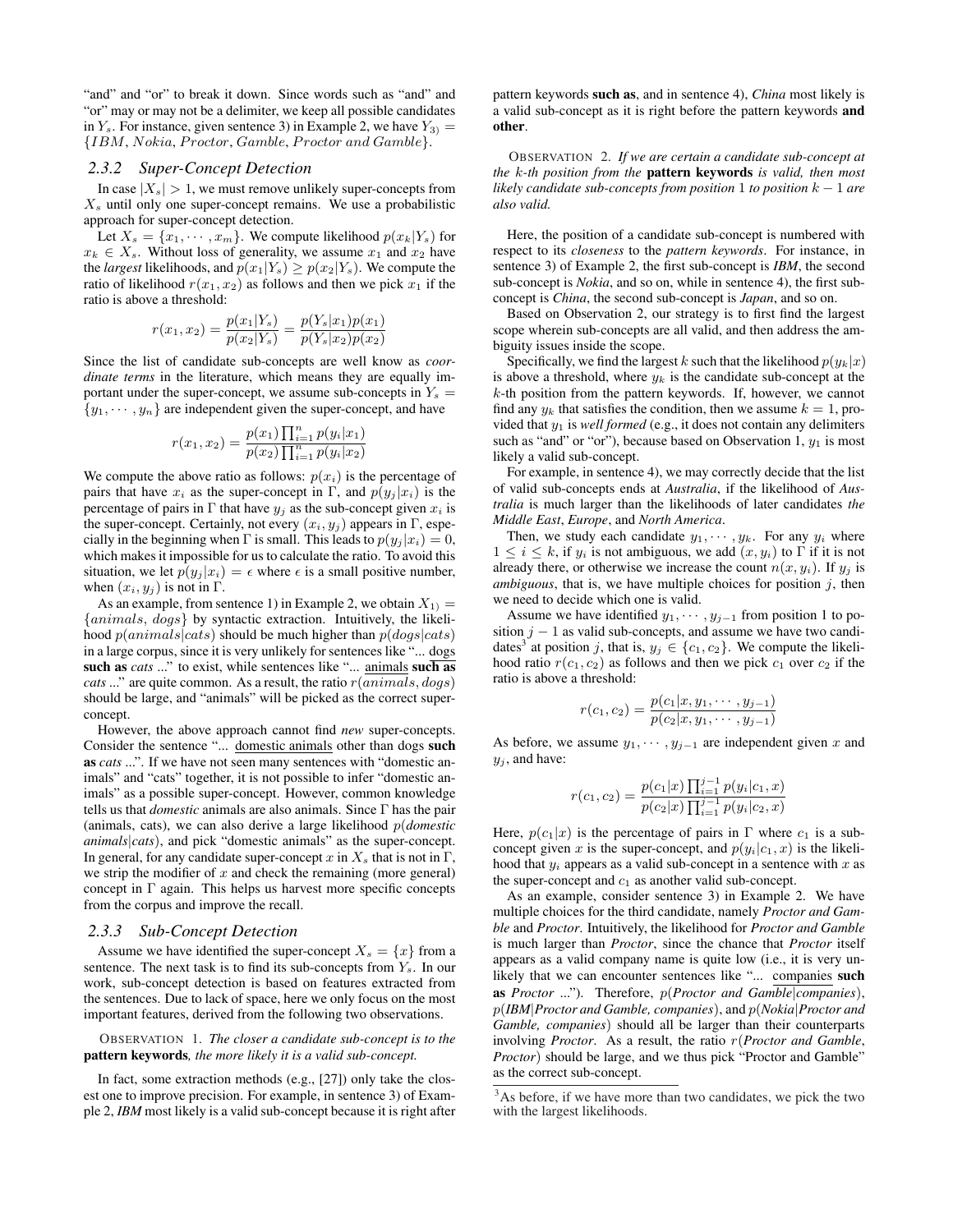"and" and "or" to break it down. Since words such as "and" and "or" may or may not be a delimiter, we keep all possible candidates in $Y_s$. For instance, given sentence 3) in Example 2, we have $Y_{3)} = \{IBM, Nokia, Proctor, Gamble, Proctor\ and\ Gamble\}$.

### 2.3.2 Super-Concept Detection

In case $|X_s| > 1$, we must remove unlikely super-concepts from $X_s$ until only one super-concept remains. We use a probabilistic approach for super-concept detection.

Let $X_s = \{x_1, \cdots, x_m\}$. We compute likelihood $p(x_k|Y_s)$ for $x_k \in X_s$. Without loss of generality, we assume $x_1$ and $x_2$ have the *largest* likelihoods, and $p(x_1|Y_s) \geq p(x_2|Y_s)$. We compute the ratio of likelihood $r(x_1, x_2)$ as follows and then we pick $x_1$ if the ratio is above a threshold:

$$r(x_1, x_2) = \frac{p(x_1|Y_s)}{p(x_2|Y_s)} = \frac{p(Y_s|x_1)p(x_1)}{p(Y_s|x_2)p(x_2)}$$

Since the list of candidate sub-concepts are well know as *coordinate terms* in the literature, which means they are equally important under the super-concept, we assume sub-concepts in $Y_s = \{y_1, \cdots, y_n\}$ are independent given the super-concept, and have

$$r(x_1, x_2) = \frac{p(x_1)\prod_{i=1}^{n} p(y_i|x_1)}{p(x_2)\prod_{i=1}^{n} p(y_i|x_2)}$$

We compute the above ratio as follows: $p(x_i)$ is the percentage of pairs that have $x_i$ as the super-concept in $\Gamma$, and $p(y_j|x_i)$ is the percentage of pairs in $\Gamma$ that have $y_j$ as the sub-concept given $x_i$ is the super-concept. Certainly, not every $(x_i, y_j)$ appears in $\Gamma$, especially in the beginning when $\Gamma$ is small. This leads to $p(y_j|x_i) = 0$, which makes it impossible for us to calculate the ratio. To avoid this situation, we let $p(y_j|x_i) = \epsilon$ where $\epsilon$ is a small positive number, when $(x_i, y_j)$ is not in $\Gamma$.

As an example, from sentence 1) in Example 2, we obtain $X_{1)} = \{animals, dogs\}$ by syntactic extraction. Intuitively, the likelihood $p(animals|cats)$ should be much higher than $p(dogs|cats)$ in a large corpus, since it is very unlikely for sentences like "... dogs **such as** *cats* ..." to exist, while sentences like "... animals **such as** *cats* ..." are quite common. As a result, the ratio $r(animals, dogs)$ should be large, and "animals" will be picked as the correct super-concept.

However, the above approach cannot find *new* super-concepts. Consider the sentence "... domestic animals other than dogs **such as** *cats* ...". If we have not seen many sentences with "domestic animals" and "cats" together, it is not possible to infer "domestic animals" as a possible super-concept. However, common knowledge tells us that *domestic* animals are also animals. Since $\Gamma$ has the pair (animals, cats), we can also derive a large likelihood $p$(*domestic animals*|*cats*), and pick "domestic animals" as the super-concept. In general, for any candidate super-concept $x$ in $X_s$ that is not in $\Gamma$, we strip the modifier of $x$ and check the remaining (more general) concept in $\Gamma$ again. This helps us harvest more specific concepts from the corpus and improve the recall.

### 2.3.3 Sub-Concept Detection

Assume we have identified the super-concept $X_s = \{x\}$ from a sentence. The next task is to find its sub-concepts from $Y_s$. In our work, sub-concept detection is based on features extracted from the sentences. Due to lack of space, here we only focus on the most important features, derived from the following two observations.

OBSERVATION 1. *The closer a candidate sub-concept is to the* **pattern keywords***, the more likely it is a valid sub-concept.*

In fact, some extraction methods (e.g., [27]) only take the closest one to improve precision. For example, in sentence 3) of Example 2, ***IBM*** most likely is a valid sub-concept because it is right after pattern keywords **such as**, and in sentence 4), *China* most likely is a valid sub-concept as it is right before the pattern keywords **and other**.

OBSERVATION 2. *If we are certain a candidate sub-concept at the $k$-th position from the* **pattern keywords** *is valid, then most likely candidate sub-concepts from position 1 to position $k-1$ are also valid.*

Here, the position of a candidate sub-concept is numbered with respect to its *closeness* to the *pattern keywords*. For instance, in sentence 3) of Example 2, the first sub-concept is ***IBM***, the second sub-concept is ***Nokia***, and so on, while in sentence 4), the first sub-concept is *China*, the second sub-concept is *Japan*, and so on.

Based on Observation 2, our strategy is to first find the largest scope wherein sub-concepts are all valid, and then address the ambiguity issues inside the scope.

Specifically, we find the largest $k$ such that the likelihood $p(y_k|x)$ is above a threshold, where $y_k$ is the candidate sub-concept at the $k$-th position from the pattern keywords. If, however, we cannot find any $y_k$ that satisfies the condition, then we assume $k = 1$, provided that $y_1$ is *well formed* (e.g., it does not contain any delimiters such as "and" or "or"), because based on Observation 1, $y_1$ is most likely a valid sub-concept.

For example, in sentence 4), we may correctly decide that the list of valid sub-concepts ends at *Australia*, if the likelihood of *Australia* is much larger than the likelihoods of later candidates *the Middle East*, *Europe*, and *North America*.

Then, we study each candidate $y_1, \cdots, y_k$. For any $y_i$ where $1 \leq i \leq k$, if $y_i$ is not ambiguous, we add $(x, y_i)$ to $\Gamma$ if it is not already there, or otherwise we increase the count $n(x, y_i)$. If $y_j$ is *ambiguous*, that is, we have multiple choices for position $j$, then we need to decide which one is valid.

Assume we have identified $y_1, \cdots, y_{j-1}$ from position 1 to position $j-1$ as valid sub-concepts, and assume we have two candidates[3] at position $j$, that is, $y_j \in \{c_1, c_2\}$. We compute the likelihood ratio $r(c_1, c_2)$ as follows and then we pick $c_1$ over $c_2$ if the ratio is above a threshold:

$$r(c_1, c_2) = \frac{p(c_1|x, y_1, \cdots, y_{j-1})}{p(c_2|x, y_1, \cdots, y_{j-1})}$$

As before, we assume $y_1, \cdots, y_{j-1}$ are independent given $x$ and $y_j$, and have:

$$r(c_1, c_2) = \frac{p(c_1|x)\prod_{i=1}^{j-1} p(y_i|c_1, x)}{p(c_2|x)\prod_{i=1}^{j-1} p(y_i|c_2, x)}$$

Here, $p(c_1|x)$ is the percentage of pairs in $\Gamma$ where $c_1$ is a sub-concept given $x$ is the super-concept, and $p(y_i|c_1, x)$ is the likelihood that $y_i$ appears as a valid sub-concept in a sentence with $x$ as the super-concept and $c_1$ as another valid sub-concept.

As an example, consider sentence 3) in Example 2. We have multiple choices for the third candidate, namely *Proctor and Gamble* and *Proctor*. Intuitively, the likelihood for *Proctor and Gamble* is much larger than *Proctor*, since the chance that *Proctor* itself appears as a valid company name is quite low (i.e., it is very unlikely that we can encounter sentences like "... companies **such as** *Proctor* ..."). Therefore, $p$(*Proctor and Gamble*|*companies*), $p$(***IBM***|*Proctor and Gamble, companies*), and $p$(***Nokia***|*Proctor and Gamble, companies*) should all be larger than their counterparts involving *Proctor*. As a result, the ratio $r$(*Proctor and Gamble*, *Proctor*) should be large, and we thus pick "Proctor and Gamble" as the correct sub-concept.

[3] As before, if we have more than two candidates, we pick the two with the largest likelihoods.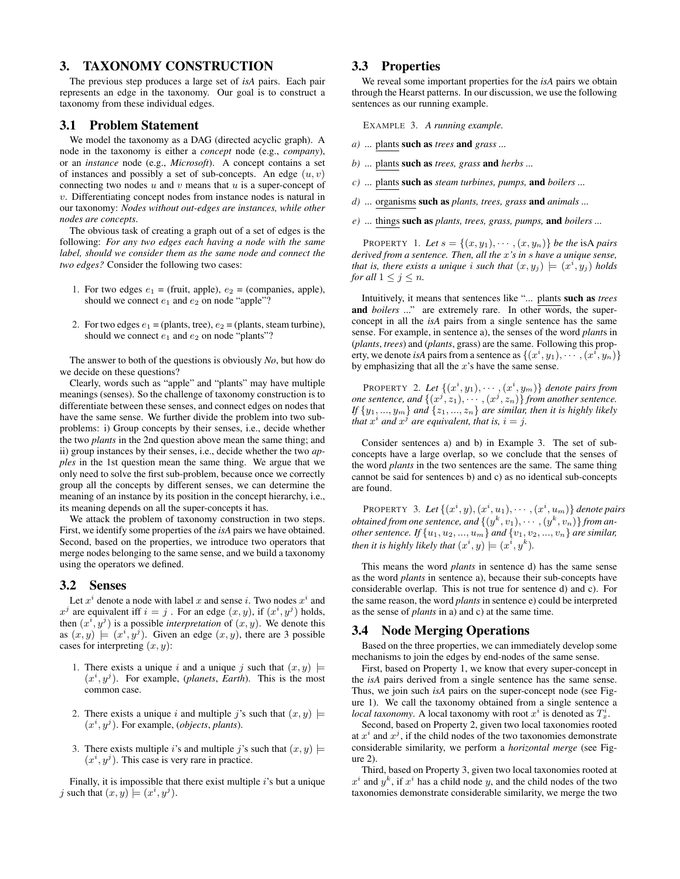## 3. TAXONOMY CONSTRUCTION

The previous step produces a large set of *isA* pairs. Each pair represents an edge in the taxonomy. Our goal is to construct a taxonomy from these individual edges.

### 3.1 Problem Statement

We model the taxonomy as a DAG (directed acyclic graph). A node in the taxonomy is either a *concept* node (e.g., *company*), or an *instance* node (e.g., *Microsoft*). A concept contains a set of instances and possibly a set of sub-concepts. An edge $(u, v)$ connecting two nodes $u$ and $v$ means that $u$ is a super-concept of $v$. Differentiating concept nodes from instance nodes is natural in our taxonomy: *Nodes without out-edges are instances, while other nodes are concepts*.

The obvious task of creating a graph out of a set of edges is the following: *For any two edges each having a node with the same label, should we consider them as the same node and connect the two edges?* Consider the following two cases:

1. For two edges $e_1$ = (fruit, apple), $e_2$ = (companies, apple), should we connect $e_1$ and $e_2$ on node "apple"?

2. For two edges $e_1$ = (plants, tree), $e_2$ = (plants, steam turbine), should we connect $e_1$ and $e_2$ on node "plants"?

The answer to both of the questions is obviously *No*, but how do we decide on these questions?

Clearly, words such as "apple" and "plants" may have multiple meanings (senses). So the challenge of taxonomy construction is to differentiate between these senses, and connect edges on nodes that have the same sense. We further divide the problem into two sub-problems: i) Group concepts by their senses, i.e., decide whether the two *plants* in the 2nd question above mean the same thing; and ii) group instances by their senses, i.e., decide whether the two *apples* in the 1st question mean the same thing. We argue that we only need to solve the first sub-problem, because once we correctly group all the concepts by different senses, we can determine the meaning of an instance by its position in the concept hierarchy, i.e., its meaning depends on all the super-concepts it has.

We attack the problem of taxonomy construction in two steps. First, we identify some properties of the *isA* pairs we have obtained. Second, based on the properties, we introduce two operators that merge nodes belonging to the same sense, and we build a taxonomy using the operators we defined.

### 3.2 Senses

Let $x^i$ denote a node with label $x$ and sense $i$. Two nodes $x^i$ and $x^j$ are equivalent iff $i = j$ . For an edge $(x, y)$, if $(x^i, y^j)$ holds, then $(x^i, y^j)$ is a possible *interpretation* of $(x, y)$. We denote this as $(x, y) \models (x^i, y^j)$. Given an edge $(x, y)$, there are 3 possible cases for interpreting $(x, y)$:

1. There exists a unique $i$ and a unique $j$ such that $(x, y) \models (x^i, y^j)$. For example, (*planets*, *Earth*). This is the most common case.

2. There exists a unique $i$ and multiple $j$'s such that $(x, y) \models (x^i, y^j)$. For example, (*objects*, *plants*).

3. There exists multiple $i$'s and multiple $j$'s such that $(x, y) \models (x^i, y^j)$. This case is very rare in practice.

Finally, it is impossible that there exist multiple $i$'s but a unique $j$ such that $(x, y) \models (x^i, y^j)$.

### 3.3 Properties

We reveal some important properties for the *isA* pairs we obtain through the Hearst patterns. In our discussion, we use the following sentences as our running example.

EXAMPLE 3. *A running example.*

*a) ...* plants **such as** *trees* **and** *grass ...*

*b) ...* plants **such as** *trees, grass* **and** *herbs ...*

*c) ...* plants **such as** *steam turbines, pumps,* **and** *boilers ...*

*d) ...* organisms **such as** *plants, trees, grass* **and** *animals ...*

*e) ...* things **such as** *plants, trees, grass, pumps,* **and** *boilers ...*

PROPERTY 1. *Let $s = \{(x, y_1), \cdots, (x, y_n)\}$ be the* isA *pairs derived from a sentence. Then, all the $x$'s in $s$ have a unique sense, that is, there exists a unique $i$ such that $(x, y_j) \models (x^i, y_j)$ holds for all $1 \le j \le n$.*

Intuitively, it means that sentences like "... plants **such as** *trees* **and** *boilers* ..." are extremely rare. In other words, the super-concept in all the *isA* pairs from a single sentence has the same sense. For example, in sentence a), the senses of the word *plant*s in (*plants*, *trees*) and (*plants*, grass) are the same. Following this property, we denote *isA* pairs from a sentence as $\{(x^i, y_1), \cdots, (x^i, y_n)\}$ by emphasizing that all the $x$'s have the same sense.

PROPERTY 2. *Let $\{(x^i, y_1), \cdots, (x^i, y_m)\}$ denote pairs from one sentence, and $\{(x^j, z_1), \cdots, (x^j, z_n)\}$ from another sentence. If $\{y_1, ..., y_m\}$ and $\{z_1, ..., z_n\}$ are similar, then it is highly likely that $x^i$ and $x^j$ are equivalent, that is, $i = j$.*

Consider sentences a) and b) in Example 3. The set of sub-concepts have a large overlap, so we conclude that the senses of the word *plants* in the two sentences are the same. The same thing cannot be said for sentences b) and c) as no identical sub-concepts are found.

PROPERTY 3. *Let $\{(x^i, y), (x^i, u_1), \cdots, (x^i, u_m)\}$ denote pairs obtained from one sentence, and $\{(y^k, v_1), \cdots, (y^k, v_n)\}$ from another sentence. If $\{u_1, u_2, ..., u_m\}$ and $\{v_1, v_2, ..., v_n\}$ are similar, then it is highly likely that $(x^i, y) \models (x^i, y^k)$.*

This means the word *plants* in sentence d) has the same sense as the word *plants* in sentence a), because their sub-concepts have considerable overlap. This is not true for sentence d) and c). For the same reason, the word *plants* in sentence e) could be interpreted as the sense of *plants* in a) and c) at the same time.

### 3.4 Node Merging Operations

Based on the three properties, we can immediately develop some mechanisms to join the edges by end-nodes of the same sense.

First, based on Property 1, we know that every super-concept in the *isA* pairs derived from a single sentence has the same sense. Thus, we join such *isA* pairs on the super-concept node (see Figure 1). We call the taxonomy obtained from a single sentence a *local taxonomy*. A local taxonomy with root $x^i$ is denoted as $T^i_x$.

Second, based on Property 2, given two local taxonomies rooted at $x^i$ and $x^j$, if the child nodes of the two taxonomies demonstrate considerable similarity, we perform a *horizontal merge* (see Figure 2).

Third, based on Property 3, given two local taxonomies rooted at $x^i$ and $y^k$, if $x^i$ has a child node $y$, and the child nodes of the two taxonomies demonstrate considerable similarity, we merge the two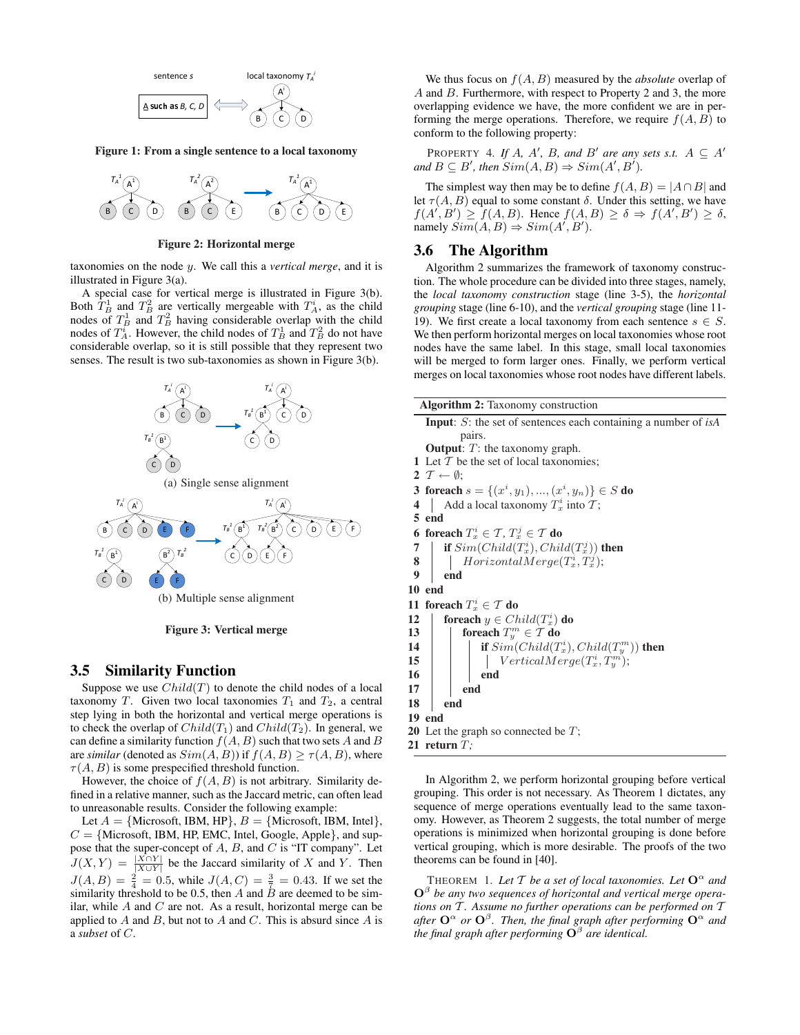Figure 1: From a single sentence to a local taxonomy

Figure 2: Horizontal merge

taxonomies on the node $y$. We call this a *vertical merge*, and it is illustrated in Figure 3(a).

A special case for vertical merge is illustrated in Figure 3(b). Both $T_B^1$ and $T_B^2$ are vertically mergeable with $T_A^i$, as the child nodes of $T_B^1$ and $T_B^2$ having considerable overlap with the child nodes of $T_A^i$. However, the child nodes of $T_B^1$ and $T_B^2$ do not have considerable overlap, so it is still possible that they represent two senses. The result is two sub-taxonomies as shown in Figure 3(b).

(a) Single sense alignment

(b) Multiple sense alignment

Figure 3: Vertical merge

## 3.5 Similarity Function

Suppose we use $Child(T)$ to denote the child nodes of a local taxonomy $T$. Given two local taxonomies $T_1$ and $T_2$, a central step lying in both the horizontal and vertical merge operations is to check the overlap of $Child(T_1)$ and $Child(T_2)$. In general, we can define a similarity function $f(A, B)$ such that two sets $A$ and $B$ are *similar* (denoted as $Sim(A, B)$) if $f(A, B) \geq \tau(A, B)$, where $\tau(A, B)$ is some prespecified threshold function.

However, the choice of $f(A, B)$ is not arbitrary. Similarity defined in a relative manner, such as the Jaccard metric, can often lead to unreasonable results. Consider the following example:

Let $A = \{$Microsoft, IBM, HP$\}$, $B = \{$Microsoft, IBM, Intel$\}$, $C = \{$Microsoft, IBM, HP, EMC, Intel, Google, Apple$\}$, and suppose that the super-concept of $A$, $B$, and $C$ is "IT company". Let $J(X, Y) = \frac{|X \cap Y|}{|X \cup Y|}$ be the Jaccard similarity of $X$ and $Y$. Then $J(A, B) = \frac{2}{4} = 0.5$, while $J(A, C) = \frac{3}{7} = 0.43$. If we set the similarity threshold to be 0.5, then $A$ and $B$ are deemed to be similar, while $A$ and $C$ are not. As a result, horizontal merge can be applied to $A$ and $B$, but not to $A$ and $C$. This is absurd since $A$ is a *subset* of $C$.

We thus focus on $f(A, B)$ measured by the *absolute* overlap of $A$ and $B$. Furthermore, with respect to Property 2 and 3, the more overlapping evidence we have, the more confident we are in performing the merge operations. Therefore, we require $f(A, B)$ to conform to the following property:

PROPERTY 4. *If $A$, $A'$, $B$, and $B'$ are any sets s.t. $A \subseteq A'$ and $B \subseteq B'$, then $Sim(A, B) \Rightarrow Sim(A', B')$.*

The simplest way then may be to define $f(A, B) = |A \cap B|$ and let $\tau(A, B)$ equal to some constant $\delta$. Under this setting, we have $f(A', B') \geq f(A, B)$. Hence $f(A, B) \geq \delta \Rightarrow f(A', B') \geq \delta$, namely $Sim(A, B) \Rightarrow Sim(A', B')$.

## 3.6 The Algorithm

Algorithm 2 summarizes the framework of taxonomy construction. The whole procedure can be divided into three stages, namely, the *local taxonomy construction* stage (line 3-5), the *horizontal grouping* stage (line 6-10), and the *vertical grouping* stage (line 11-19). We first create a local taxonomy from each sentence $s \in S$. We then perform horizontal merges on local taxonomies whose root nodes have the same label. In this stage, small local taxonomies will be merged to form larger ones. Finally, we perform vertical merges on local taxonomies whose root nodes have different labels.

**Algorithm 2:** Taxonomy construction

```
   Input: S: the set of sentences each containing a number of isA
          pairs.
   Output: T: the taxonomy graph.
 1 Let 𝒯 be the set of local taxonomies;
 2 𝒯 ← ∅;
 3 foreach s = {(x^i, y_1), ..., (x^i, y_n)} ∈ S do
 4 |   Add a local taxonomy T_x^i into 𝒯;
 5 end
 6 foreach T_x^i ∈ 𝒯, T_x^j ∈ 𝒯 do
 7 |   if Sim(Child(T_x^i), Child(T_x^j)) then
 8 |   |   HorizontalMerge(T_x^i, T_x^j);
 9 |   end
10 end
11 foreach T_x^i ∈ 𝒯 do
12 |   foreach y ∈ Child(T_x^i) do
13 |   |   foreach T_y^m ∈ 𝒯 do
14 |   |   |   if Sim(Child(T_x^i), Child(T_y^m)) then
15 |   |   |   |   VerticalMerge(T_x^i, T_y^m);
16 |   |   |   end
17 |   |   end
18 |   end
19 end
20 Let the graph so connected be T;
21 return T;
```

In Algorithm 2, we perform horizontal grouping before vertical grouping. This order is not necessary. As Theorem 1 dictates, any sequence of merge operations eventually lead to the same taxonomy. However, as Theorem 2 suggests, the total number of merge operations is minimized when horizontal grouping is done before vertical grouping, which is more desirable. The proofs of the two theorems can be found in [40].

THEOREM 1. *Let $\mathcal{T}$ be a set of local taxonomies. Let $\mathbf{O}^\alpha$ and $\mathbf{O}^\beta$ be any two sequences of horizontal and vertical merge operations on $\mathcal{T}$. Assume no further operations can be performed on $\mathcal{T}$ after $\mathbf{O}^\alpha$ or $\mathbf{O}^\beta$. Then, the final graph after performing $\mathbf{O}^\alpha$ and the final graph after performing $\mathbf{O}^\beta$ are identical.*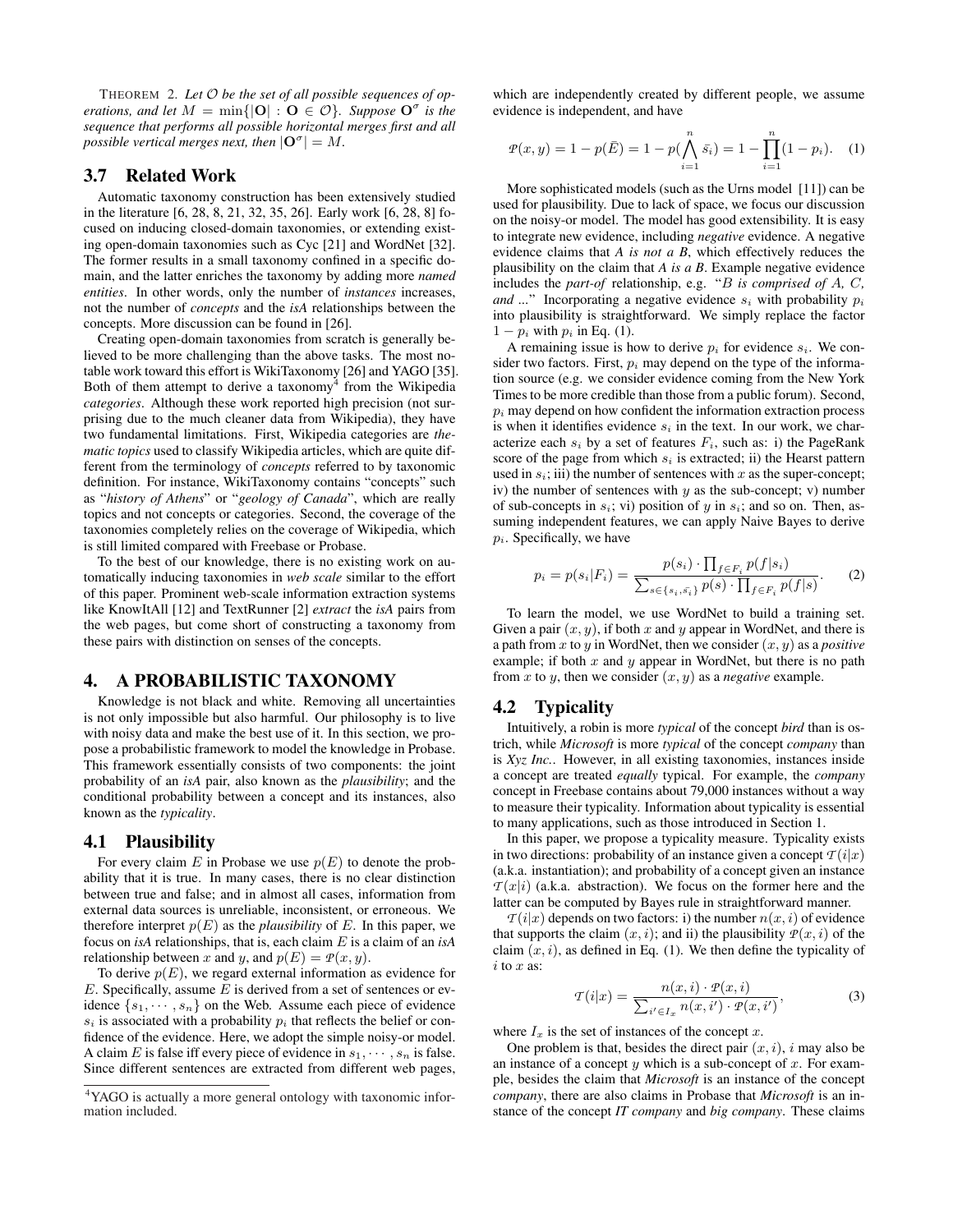THEOREM 2. *Let $\mathcal{O}$ be the set of all possible sequences of operations, and let $M = \min\{|\mathbf{O}| : \mathbf{O} \in \mathcal{O}\}$. Suppose $\mathbf{O}^{\sigma}$ is the sequence that performs all possible horizontal merges first and all possible vertical merges next, then $|\mathbf{O}^{\sigma}| = M$.*

## 3.7 Related Work

Automatic taxonomy construction has been extensively studied in the literature [6, 28, 8, 21, 32, 35, 26]. Early work [6, 28, 8] focused on inducing closed-domain taxonomies, or extending existing open-domain taxonomies such as Cyc [21] and WordNet [32]. The former results in a small taxonomy confined in a specific domain, and the latter enriches the taxonomy by adding more *named entities*. In other words, only the number of *instances* increases, not the number of *concepts* and the *isA* relationships between the concepts. More discussion can be found in [26].

Creating open-domain taxonomies from scratch is generally believed to be more challenging than the above tasks. The most notable work toward this effort is WikiTaxonomy [26] and YAGO [35]. Both of them attempt to derive a taxonomy[4] from the Wikipedia *categories*. Although these work reported high precision (not surprising due to the much cleaner data from Wikipedia), they have two fundamental limitations. First, Wikipedia categories are *thematic topics* used to classify Wikipedia articles, which are quite different from the terminology of *concepts* referred to by taxonomic definition. For instance, WikiTaxonomy contains "concepts" such as "*history of Athens*" or "*geology of Canada*", which are really topics and not concepts or categories. Second, the coverage of the taxonomies completely relies on the coverage of Wikipedia, which is still limited compared with Freebase or Probase.

To the best of our knowledge, there is no existing work on automatically inducing taxonomies in *web scale* similar to the effort of this paper. Prominent web-scale information extraction systems like KnowItAll [12] and TextRunner [2] *extract* the *isA* pairs from the web pages, but come short of constructing a taxonomy from these pairs with distinction on senses of the concepts.

# 4. A PROBABILISTIC TAXONOMY

Knowledge is not black and white. Removing all uncertainties is not only impossible but also harmful. Our philosophy is to live with noisy data and make the best use of it. In this section, we propose a probabilistic framework to model the knowledge in Probase. This framework essentially consists of two components: the joint probability of an *isA* pair, also known as the *plausibility*; and the conditional probability between a concept and its instances, also known as the *typicality*.

## 4.1 Plausibility

For every claim $E$ in Probase we use $p(E)$ to denote the probability that it is true. In many cases, there is no clear distinction between true and false; and in almost all cases, information from external data sources is unreliable, inconsistent, or erroneous. We therefore interpret $p(E)$ as the *plausibility* of $E$. In this paper, we focus on *isA* relationships, that is, each claim $E$ is a claim of an *isA* relationship between $x$ and $y$, and $p(E) = \mathcal{P}(x, y)$.

To derive $p(E)$, we regard external information as evidence for $E$. Specifically, assume $E$ is derived from a set of sentences or evidence $\{s_1, \cdots, s_n\}$ on the Web. Assume each piece of evidence $s_i$ is associated with a probability $p_i$ that reflects the belief or confidence of the evidence. Here, we adopt the simple noisy-or model. A claim $E$ is false iff every piece of evidence in $s_1, \cdots, s_n$ is false. Since different sentences are extracted from different web pages, which are independently created by different people, we assume evidence is independent, and have

$$\mathcal{P}(x, y) = 1 - p(\bar{E}) = 1 - p(\bigwedge_{i=1}^{n} \bar{s_i}) = 1 - \prod_{i=1}^{n}(1 - p_i). \quad (1)$$

More sophisticated models (such as the Urns model [11]) can be used for plausibility. Due to lack of space, we focus our discussion on the noisy-or model. The model has good extensibility. It is easy to integrate new evidence, including *negative* evidence. A negative evidence claims that *A is not a B*, which effectively reduces the plausibility on the claim that *A is a B*. Example negative evidence includes the *part-of* relationship, e.g. "$B$ *is comprised of* $A$, $C$, *and ...*" Incorporating a negative evidence $s_i$ with probability $p_i$ into plausibility is straightforward. We simply replace the factor $1 - p_i$ with $p_i$ in Eq. (1).

A remaining issue is how to derive $p_i$ for evidence $s_i$. We consider two factors. First, $p_i$ may depend on the type of the information source (e.g. we consider evidence coming from the New York Times to be more credible than those from a public forum). Second, $p_i$ may depend on how confident the information extraction process is when it identifies evidence $s_i$ in the text. In our work, we characterize each $s_i$ by a set of features $F_i$, such as: i) the PageRank score of the page from which $s_i$ is extracted; ii) the Hearst pattern used in $s_i$; iii) the number of sentences with $x$ as the super-concept; iv) the number of sentences with $y$ as the sub-concept; v) number of sub-concepts in $s_i$; vi) position of $y$ in $s_i$; and so on. Then, assuming independent features, we can apply Naive Bayes to derive $p_i$. Specifically, we have

$$p_i = p(s_i|F_i) = \frac{p(s_i) \cdot \prod_{f \in F_i} p(f|s_i)}{\sum_{s \in \{s_i, \bar{s_i}\}} p(s) \cdot \prod_{f \in F_i} p(f|s)}. \quad (2)$$

To learn the model, we use WordNet to build a training set. Given a pair $(x, y)$, if both $x$ and $y$ appear in WordNet, and there is a path from $x$ to $y$ in WordNet, then we consider $(x, y)$ as a *positive* example; if both $x$ and $y$ appear in WordNet, but there is no path from $x$ to $y$, then we consider $(x, y)$ as a *negative* example.

## 4.2 Typicality

Intuitively, a robin is more *typical* of the concept *bird* than is ostrich, while *Microsoft* is more *typical* of the concept *company* than is *Xyz Inc.*. However, in all existing taxonomies, instances inside a concept are treated *equally* typical. For example, the *company* concept in Freebase contains about 79,000 instances without a way to measure their typicality. Information about typicality is essential to many applications, such as those introduced in Section 1.

In this paper, we propose a typicality measure. Typicality exists in two directions: probability of an instance given a concept $\mathcal{T}(i|x)$ (a.k.a. instantiation); and probability of a concept given an instance $\mathcal{T}(x|i)$ (a.k.a. abstraction). We focus on the former here and the latter can be computed by Bayes rule in straightforward manner.

$\mathcal{T}(i|x)$ depends on two factors: i) the number $n(x, i)$ of evidence that supports the claim $(x, i)$; and ii) the plausibility $\mathcal{P}(x, i)$ of the claim $(x, i)$, as defined in Eq. (1). We then define the typicality of $i$ to $x$ as:

$$\mathcal{T}(i|x) = \frac{n(x, i) \cdot \mathcal{P}(x, i)}{\sum_{i' \in I_x} n(x, i') \cdot \mathcal{P}(x, i')}, \quad (3)$$

where $I_x$ is the set of instances of the concept $x$.

One problem is that, besides the direct pair $(x, i)$, $i$ may also be an instance of a concept $y$ which is a sub-concept of $x$. For example, besides the claim that *Microsoft* is an instance of the concept *company*, there are also claims in Probase that *Microsoft* is an instance of the concept *IT company* and *big company*. These claims

---

[4] YAGO is actually a more general ontology with taxonomic information included.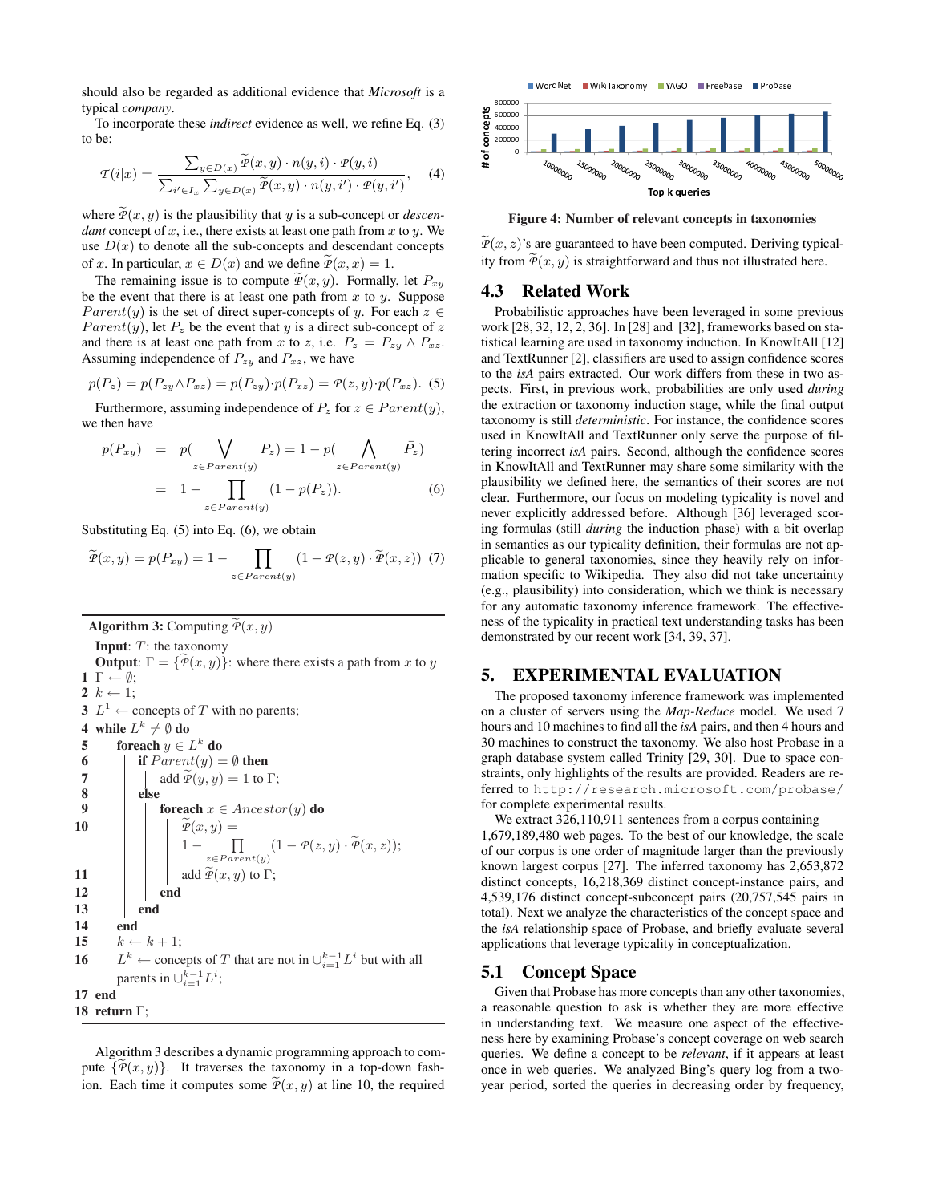should also be regarded as additional evidence that *Microsoft* is a typical *company*.

To incorporate these *indirect* evidence as well, we refine Eq. (3) to be:

$$\mathcal{T}(i|x) = \frac{\sum_{y \in D(x)} \widetilde{\mathcal{P}}(x,y) \cdot n(y,i) \cdot \mathcal{P}(y,i)}{\sum_{i' \in I_x} \sum_{y \in D(x)} \widetilde{\mathcal{P}}(x,y) \cdot n(y,i') \cdot \mathcal{P}(y,i')}, \quad (4)$$

where $\widetilde{\mathcal{P}}(x,y)$ is the plausibility that $y$ is a sub-concept or *descendant* concept of $x$, i.e., there exists at least one path from $x$ to $y$. We use $D(x)$ to denote all the sub-concepts and descendant concepts of $x$. In particular, $x \in D(x)$ and we define $\widetilde{\mathcal{P}}(x,x) = 1$.

The remaining issue is to compute $\widetilde{\mathcal{P}}(x,y)$. Formally, let $P_{xy}$ be the event that there is at least one path from $x$ to $y$. Suppose $Parent(y)$ is the set of direct super-concepts of $y$. For each $z \in Parent(y)$, let $P_z$ be the event that $y$ is a direct sub-concept of $z$ and there is at least one path from $x$ to $z$, i.e. $P_z = P_{zy} \wedge P_{xz}$. Assuming independence of $P_{zy}$ and $P_{xz}$, we have

$$p(P_z) = p(P_{zy} \wedge P_{xz}) = p(P_{zy}) \cdot p(P_{xz}) = \mathcal{P}(z,y) \cdot p(P_{xz}). \quad (5)$$

Furthermore, assuming independence of $P_z$ for $z \in Parent(y)$, we then have

$$\begin{aligned} p(P_{xy}) &= p(\bigvee_{z \in Parent(y)} P_z) = 1 - p(\bigwedge_{z \in Parent(y)} \bar{P}_z) \\ &= 1 - \prod_{z \in Parent(y)} (1 - p(P_z)). \end{aligned} \quad (6)$$

Substituting Eq. (5) into Eq. (6), we obtain

$$\widetilde{\mathcal{P}}(x,y) = p(P_{xy}) = 1 - \prod_{z \in Parent(y)} (1 - \mathcal{P}(z,y) \cdot \widetilde{\mathcal{P}}(x,z)) \quad (7)$$

**Algorithm 3:** Computing $\widetilde{\mathcal{P}}(x,y)$

```
    Input: T: the taxonomy
    Output: Γ = {P̃(x,y)}: where there exists a path from x to y
 1  Γ ← ∅;
 2  k ← 1;
 3  L^1 ← concepts of T with no parents;
 4  while L^k ≠ ∅ do
 5      foreach y ∈ L^k do
 6          if Parent(y) = ∅ then
 7              add P̃(y,y) = 1 to Γ;
 8          else
 9              foreach x ∈ Ancestor(y) do
10                  P̃(x,y) = 1 − ∏_{z∈Parent(y)} (1 − P(z,y) · P̃(x,z));
11                  add P̃(x,y) to Γ;
12              end
13          end
14      end
15      k ← k + 1;
16      L^k ← concepts of T that are not in ∪_{i=1}^{k−1} L^i but with all
        parents in ∪_{i=1}^{k−1} L^i;
17  end
18  return Γ;
```

Algorithm 3 describes a dynamic programming approach to compute $\{\widetilde{\mathcal{P}}(x,y)\}$. It traverses the taxonomy in a top-down fashion. Each time it computes some $\widetilde{\mathcal{P}}(x,y)$ at line 10, the required $\widetilde{\mathcal{P}}(x,z)$'s are guaranteed to have been computed. Deriving typicality from $\widetilde{\mathcal{P}}(x,y)$ is straightforward and thus not illustrated here.

**Figure 4: Number of relevant concepts in taxonomies**

## 4.3 Related Work

Probabilistic approaches have been leveraged in some previous work [28, 32, 12, 2, 36]. In [28] and [32], frameworks based on statistical learning are used in taxonomy induction. In KnowItAll [12] and TextRunner [2], classifiers are used to assign confidence scores to the *isA* pairs extracted. Our work differs from these in two aspects. First, in previous work, probabilities are only used *during* the extraction or taxonomy induction stage, while the final output taxonomy is still *deterministic*. For instance, the confidence scores used in KnowItAll and TextRunner only serve the purpose of filtering incorrect *isA* pairs. Second, although the confidence scores in KnowItAll and TextRunner may share some similarity with the plausibility we defined here, the semantics of their scores are not clear. Furthermore, our focus on modeling typicality is novel and never explicitly addressed before. Although [36] leveraged scoring formulas (still *during* the induction phase) with a bit overlap in semantics as our typicality definition, their formulas are not applicable to general taxonomies, since they heavily rely on information specific to Wikipedia. They also did not take uncertainty (e.g., plausibility) into consideration, which we think is necessary for any automatic taxonomy inference framework. The effectiveness of the typicality in practical text understanding tasks has been demonstrated by our recent work [34, 39, 37].

# 5. EXPERIMENTAL EVALUATION

The proposed taxonomy inference framework was implemented on a cluster of servers using the *Map-Reduce* model. We used 7 hours and 10 machines to find all the *isA* pairs, and then 4 hours and 30 machines to construct the taxonomy. We also host Probase in a graph database system called Trinity [29, 30]. Due to space constraints, only highlights of the results are provided. Readers are referred to `http://research.microsoft.com/probase/` for complete experimental results.

We extract 326,110,911 sentences from a corpus containing 1,679,189,480 web pages. To the best of our knowledge, the scale of our corpus is one order of magnitude larger than the previously known largest corpus [27]. The inferred taxonomy has 2,653,872 distinct concepts, 16,218,369 distinct concept-instance pairs, and 4,539,176 distinct concept-subconcept pairs (20,757,545 pairs in total). Next we analyze the characteristics of the concept space and the *isA* relationship space of Probase, and briefly evaluate several applications that leverage typicality in conceptualization.

## 5.1 Concept Space

Given that Probase has more concepts than any other taxonomies, a reasonable question to ask is whether they are more effective in understanding text. We measure one aspect of the effectiveness here by examining Probase's concept coverage on web search queries. We define a concept to be *relevant*, if it appears at least once in web queries. We analyzed Bing's query log from a two-year period, sorted the queries in decreasing order by frequency,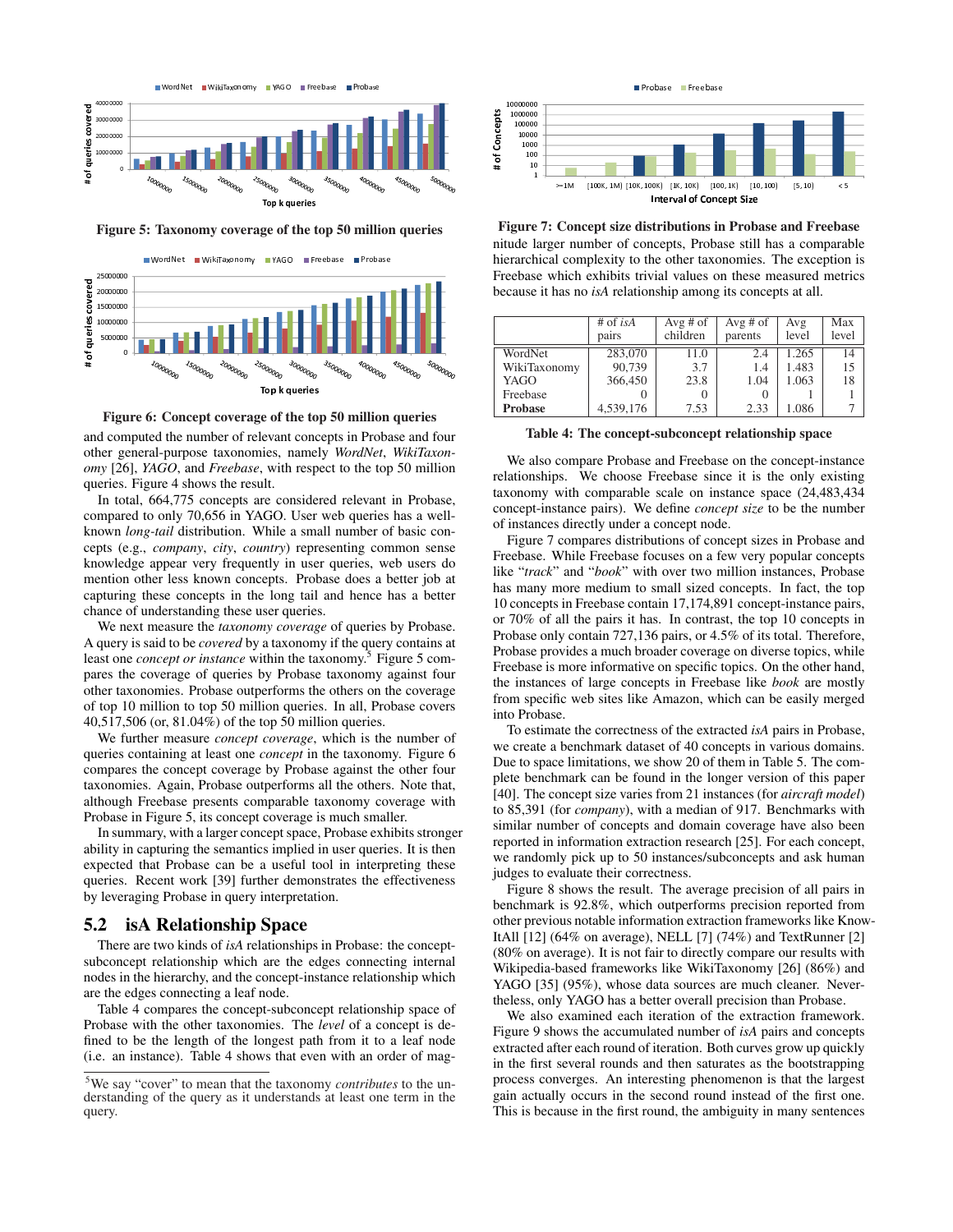Figure 5: Taxonomy coverage of the top 50 million queries

Figure 6: Concept coverage of the top 50 million queries

and computed the number of relevant concepts in Probase and four other general-purpose taxonomies, namely *WordNet*, *WikiTaxonomy* [26], *YAGO*, and *Freebase*, with respect to the top 50 million queries. Figure 4 shows the result.

In total, 664,775 concepts are considered relevant in Probase, compared to only 70,656 in YAGO. User web queries has a well-known *long-tail* distribution. While a small number of basic concepts (e.g., *company*, *city*, *country*) representing common sense knowledge appear very frequently in user queries, web users do mention other less known concepts. Probase does a better job at capturing these concepts in the long tail and hence has a better chance of understanding these user queries.

We next measure the *taxonomy coverage* of queries by Probase. A query is said to be *covered* by a taxonomy if the query contains at least one *concept or instance* within the taxonomy.[5] Figure 5 compares the coverage of queries by Probase taxonomy against four other taxonomies. Probase outperforms the others on the coverage of top 10 million to top 50 million queries. In all, Probase covers 40,517,506 (or, 81.04%) of the top 50 million queries.

We further measure *concept coverage*, which is the number of queries containing at least one *concept* in the taxonomy. Figure 6 compares the concept coverage by Probase against the other four taxonomies. Again, Probase outperforms all the others. Note that, although Freebase presents comparable taxonomy coverage with Probase in Figure 5, its concept coverage is much smaller.

In summary, with a larger concept space, Probase exhibits stronger ability in capturing the semantics implied in user queries. It is then expected that Probase can be a useful tool in interpreting these queries. Recent work [39] further demonstrates the effectiveness by leveraging Probase in query interpretation.

## 5.2 isA Relationship Space

There are two kinds of *isA* relationships in Probase: the concept-subconcept relationship which are the edges connecting internal nodes in the hierarchy, and the concept-instance relationship which are the edges connecting a leaf node.

Table 4 compares the concept-subconcept relationship space of Probase with the other taxonomies. The *level* of a concept is defined to be the length of the longest path from it to a leaf node (i.e. an instance). Table 4 shows that even with an order of magnitude larger number of concepts, Probase still has a comparable hierarchical complexity to the other taxonomies. The exception is Freebase which exhibits trivial values on these measured metrics because it has no *isA* relationship among its concepts at all.

[5] We say "cover" to mean that the taxonomy *contributes* to the understanding of the query as it understands at least one term in the query.

Figure 7: Concept size distributions in Probase and Freebase

| | # of *isA* pairs | Avg # of children | Avg # of parents | Avg level | Max level |
|---|---|---|---|---|---|
| WordNet | 283,070 | 11.0 | 2.4 | 1.265 | 14 |
| WikiTaxonomy | 90,739 | 3.7 | 1.4 | 1.483 | 15 |
| YAGO | 366,450 | 23.8 | 1.04 | 1.063 | 18 |
| Freebase | 0 | 0 | 0 | 1 | 1 |
| **Probase** | 4,539,176 | 7.53 | 2.33 | 1.086 | 7 |

Table 4: The concept-subconcept relationship space

We also compare Probase and Freebase on the concept-instance relationships. We choose Freebase since it is the only existing taxonomy with comparable scale on instance space (24,483,434 concept-instance pairs). We define *concept size* to be the number of instances directly under a concept node.

Figure 7 compares distributions of concept sizes in Probase and Freebase. While Freebase focuses on a few very popular concepts like "*track*" and "*book*" with over two million instances, Probase has many more medium to small sized concepts. In fact, the top 10 concepts in Freebase contain 17,174,891 concept-instance pairs, or 70% of all the pairs it has. In contrast, the top 10 concepts in Probase only contain 727,136 pairs, or 4.5% of its total. Therefore, Probase provides a much broader coverage on diverse topics, while Freebase is more informative on specific topics. On the other hand, the instances of large concepts in Freebase like *book* are mostly from specific web sites like Amazon, which can be easily merged into Probase.

To estimate the correctness of the extracted *isA* pairs in Probase, we create a benchmark dataset of 40 concepts in various domains. Due to space limitations, we show 20 of them in Table 5. The complete benchmark can be found in the longer version of this paper [40]. The concept size varies from 21 instances (for *aircraft model*) to 85,391 (for *company*), with a median of 917. Benchmarks with similar number of concepts and domain coverage have also been reported in information extraction research [25]. For each concept, we randomly pick up to 50 instances/subconcepts and ask human judges to evaluate their correctness.

Figure 8 shows the result. The average precision of all pairs in benchmark is 92.8%, which outperforms precision reported from other previous notable information extraction frameworks like KnowItAll [12] (64% on average), NELL [7] (74%) and TextRunner [2] (80% on average). It is not fair to directly compare our results with Wikipedia-based frameworks like WikiTaxonomy [26] (86%) and YAGO [35] (95%), whose data sources are much cleaner. Nevertheless, only YAGO has a better overall precision than Probase.

We also examined each iteration of the extraction framework. Figure 9 shows the accumulated number of *isA* pairs and concepts extracted after each round of iteration. Both curves grow up quickly in the first several rounds and then saturates as the bootstrapping process converges. An interesting phenomenon is that the largest gain actually occurs in the second round instead of the first one. This is because in the first round, the ambiguity in many sentences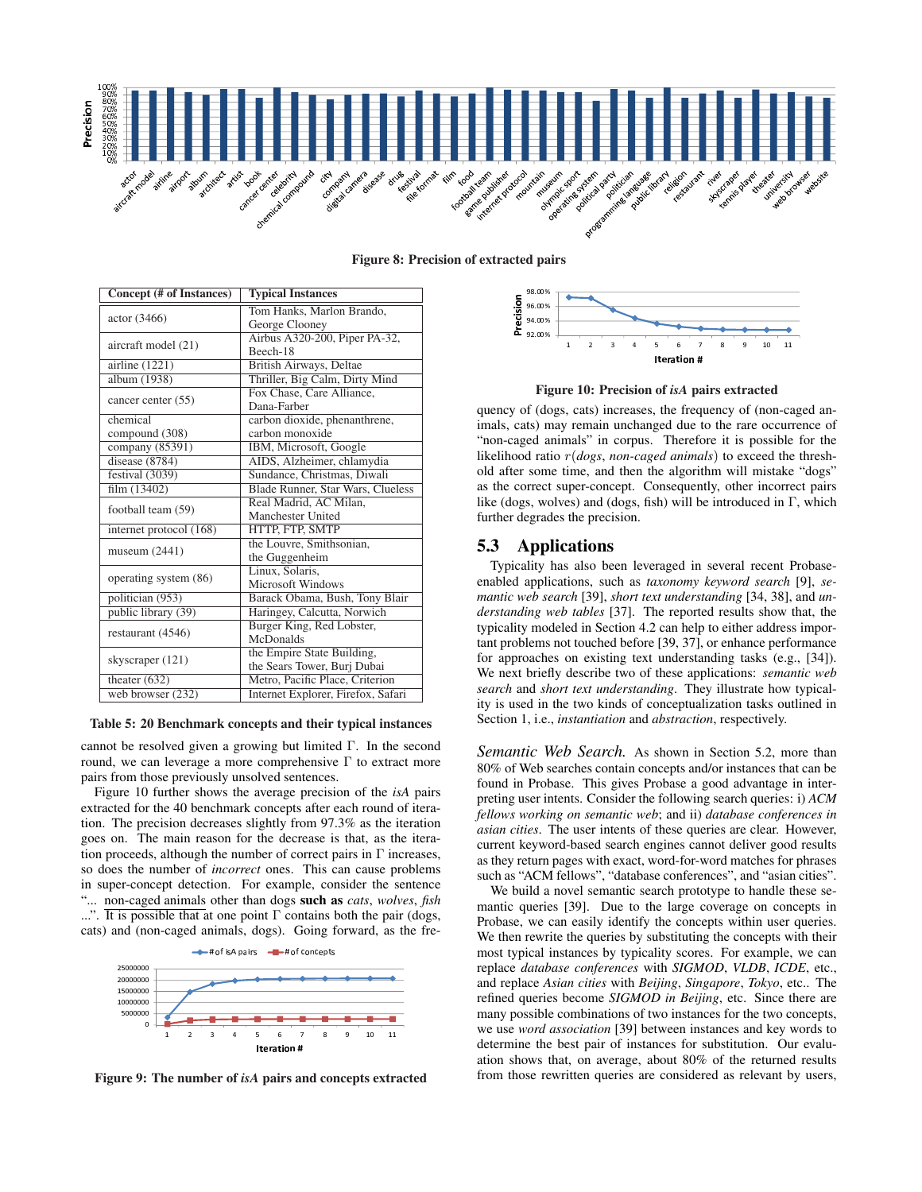Figure 8: Precision of extracted pairs

| Concept (# of Instances) | Typical Instances |
|---|---|
| actor (3466) | Tom Hanks, Marlon Brando, George Clooney |
| aircraft model (21) | Airbus A320-200, Piper PA-32, Beech-18 |
| airline (1221) | British Airways, Deltae |
| album (1938) | Thriller, Big Calm, Dirty Mind |
| cancer center (55) | Fox Chase, Care Alliance, Dana-Farber |
| chemical compound (308) | carbon dioxide, phenanthrene, carbon monoxide |
| company (85391) | IBM, Microsoft, Google |
| disease (8784) | AIDS, Alzheimer, chlamydia |
| festival (3039) | Sundance, Christmas, Diwali |
| film (13402) | Blade Runner, Star Wars, Clueless |
| football team (59) | Real Madrid, AC Milan, Manchester United |
| internet protocol (168) | HTTP, FTP, SMTP |
| museum (2441) | the Louvre, Smithsonian, the Guggenheim |
| operating system (86) | Linux, Solaris, Microsoft Windows |
| politician (953) | Barack Obama, Bush, Tony Blair |
| public library (39) | Haringey, Calcutta, Norwich |
| restaurant (4546) | Burger King, Red Lobster, McDonalds |
| skyscraper (121) | the Empire State Building, the Sears Tower, Burj Dubai |
| theater (632) | Metro, Pacific Place, Criterion |
| web browser (232) | Internet Explorer, Firefox, Safari |

Table 5: 20 Benchmark concepts and their typical instances

cannot be resolved given a growing but limited $\Gamma$. In the second round, we can leverage a more comprehensive $\Gamma$ to extract more pairs from those previously unsolved sentences.

Figure 10 further shows the average precision of the *isA* pairs extracted for the 40 benchmark concepts after each round of iteration. The precision decreases slightly from 97.3% as the iteration goes on. The main reason for the decrease is that, as the iteration proceeds, although the number of correct pairs in $\Gamma$ increases, so does the number of *incorrect* ones. This can cause problems in super-concept detection. For example, consider the sentence "... non-caged animals other than dogs **such as** *cats*, *wolves*, *fish* ...". It is possible that at one point $\Gamma$ contains both the pair (dogs, cats) and (non-caged animals, dogs). Going forward, as the frequency of (dogs, cats) increases, the frequency of (non-caged animals, cats) may remain unchanged due to the rare occurrence of "non-caged animals" in corpus. Therefore it is possible for the likelihood ratio $r(dogs, non\text{-}caged\ animals)$ to exceed the threshold after some time, and then the algorithm will mistake "dogs" as the correct super-concept. Consequently, other incorrect pairs like (dogs, wolves) and (dogs, fish) will be introduced in $\Gamma$, which further degrades the precision.

Figure 9: The number of *isA* pairs and concepts extracted

Figure 10: Precision of *isA* pairs extracted

## 5.3 Applications

Typicality has also been leveraged in several recent Probase-enabled applications, such as *taxonomy keyword search* [9], *semantic web search* [39], *short text understanding* [34, 38], and *understanding web tables* [37]. The reported results show that, the typicality modeled in Section 4.2 can help to either address important problems not touched before [39, 37], or enhance performance for approaches on existing text understanding tasks (e.g., [34]). We next briefly describe two of these applications: *semantic web search* and *short text understanding*. They illustrate how typicality is used in the two kinds of conceptualization tasks outlined in Section 1, i.e., *instantiation* and *abstraction*, respectively.

*Semantic Web Search.* As shown in Section 5.2, more than 80% of Web searches contain concepts and/or instances that can be found in Probase. This gives Probase a good advantage in interpreting user intents. Consider the following search queries: i) *ACM fellows working on semantic web*; and ii) *database conferences in asian cities*. The user intents of these queries are clear. However, current keyword-based search engines cannot deliver good results as they return pages with exact, word-for-word matches for phrases such as "ACM fellows", "database conferences", and "asian cities".

We build a novel semantic search prototype to handle these semantic queries [39]. Due to the large coverage on concepts in Probase, we can easily identify the concepts within user queries. We then rewrite the queries by substituting the concepts with their most typical instances by typicality scores. For example, we can replace *database conferences* with *SIGMOD*, *VLDB*, *ICDE*, etc., and replace *Asian cities* with *Beijing*, *Singapore*, *Tokyo*, etc.. The refined queries become *SIGMOD in Beijing*, etc. Since there are many possible combinations of two instances for the two concepts, we use *word association* [39] between instances and key words to determine the best pair of instances for substitution. Our evaluation shows that, on average, about 80% of the returned results from those rewritten queries are considered as relevant by users,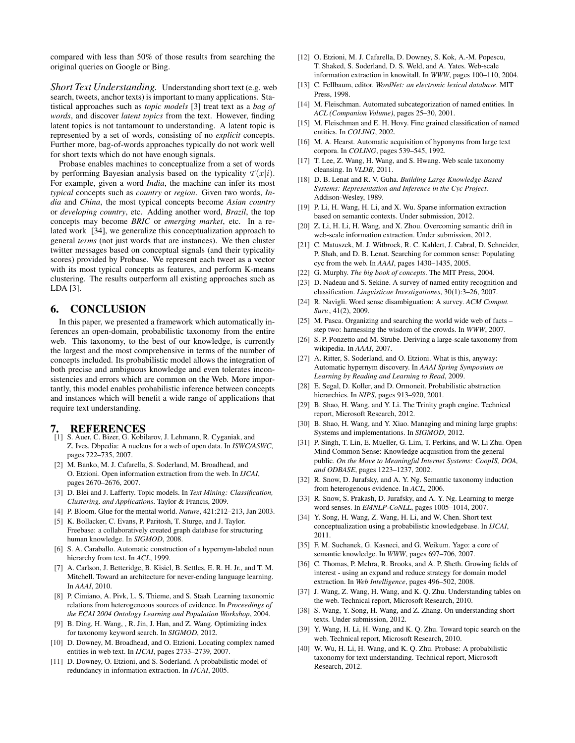compared with less than 50% of those results from searching the original queries on Google or Bing.

***Short Text Understanding.*** Understanding short text (e.g. web search, tweets, anchor texts) is important to many applications. Statistical approaches such as *topic models* [3] treat text as a *bag of words*, and discover *latent topics* from the text. However, finding latent topics is not tantamount to understanding. A latent topic is represented by a set of words, consisting of no *explicit* concepts. Further more, bag-of-words approaches typically do not work well for short texts which do not have enough signals.

Probase enables machines to conceptualize from a set of words by performing Bayesian analysis based on the typicality $\mathcal{T}(x|i)$. For example, given a word *India*, the machine can infer its most *typical* concepts such as *country* or *region*. Given two words, *India* and *China*, the most typical concepts become *Asian country* or *developing country*, etc. Adding another word, *Brazil*, the top concepts may become *BRIC* or *emerging market*, etc. In a related work [34], we generalize this conceptualization approach to general *terms* (not just words that are instances). We then cluster twitter messages based on conceptual signals (and their typicality scores) provided by Probase. We represent each tweet as a vector with its most typical concepts as features, and perform K-means clustering. The results outperform all existing approaches such as LDA [3].

## 6. CONCLUSION

In this paper, we presented a framework which automatically inferences an open-domain, probabilistic taxonomy from the entire web. This taxonomy, to the best of our knowledge, is currently the largest and the most comprehensive in terms of the number of concepts included. Its probabilistic model allows the integration of both precise and ambiguous knowledge and even tolerates inconsistencies and errors which are common on the Web. More importantly, this model enables probabilistic inference between concepts and instances which will benefit a wide range of applications that require text understanding.

## 7. REFERENCES

[1] S. Auer, C. Bizer, G. Kobilarov, J. Lehmann, R. Cyganiak, and Z. Ives. Dbpedia: A nucleus for a web of open data. In *ISWC/ASWC*, pages 722–735, 2007.

[2] M. Banko, M. J. Cafarella, S. Soderland, M. Broadhead, and O. Etzioni. Open information extraction from the web. In *IJCAI*, pages 2670–2676, 2007.

[3] D. Blei and J. Lafferty. Topic models. In *Text Mining: Classification, Clustering, and Applications*. Taylor & Francis, 2009.

[4] P. Bloom. Glue for the mental world. *Nature*, 421:212–213, Jan 2003.

[5] K. Bollacker, C. Evans, P. Paritosh, T. Sturge, and J. Taylor. Freebase: a collaboratively created graph database for structuring human knowledge. In *SIGMOD*, 2008.

[6] S. A. Caraballo. Automatic construction of a hypernym-labeled noun hierarchy from text. In *ACL*, 1999.

[7] A. Carlson, J. Betteridge, B. Kisiel, B. Settles, E. R. H. Jr., and T. M. Mitchell. Toward an architecture for never-ending language learning. In *AAAI*, 2010.

[8] P. Cimiano, A. Pivk, L. S. Thieme, and S. Staab. Learning taxonomic relations from heterogeneous sources of evidence. In *Proceedings of the ECAI 2004 Ontology Learning and Population Workshop*, 2004.

[9] B. Ding, H. Wang, , R. Jin, J. Han, and Z. Wang. Optimizing index for taxonomy keyword search. In *SIGMOD*, 2012.

[10] D. Downey, M. Broadhead, and O. Etzioni. Locating complex named entities in web text. In *IJCAI*, pages 2733–2739, 2007.

[11] D. Downey, O. Etzioni, and S. Soderland. A probabilistic model of redundancy in information extraction. In *IJCAI*, 2005.

[12] O. Etzioni, M. J. Cafarella, D. Downey, S. Kok, A.-M. Popescu, T. Shaked, S. Soderland, D. S. Weld, and A. Yates. Web-scale information extraction in knowitall. In *WWW*, pages 100–110, 2004.

[13] C. Fellbaum, editor. *WordNet: an electronic lexical database*. MIT Press, 1998.

[14] M. Fleischman. Automated subcategorization of named entities. In *ACL (Companion Volume)*, pages 25–30, 2001.

[15] M. Fleischman and E. H. Hovy. Fine grained classification of named entities. In *COLING*, 2002.

[16] M. A. Hearst. Automatic acquisition of hyponyms from large text corpora. In *COLING*, pages 539–545, 1992.

[17] T. Lee, Z. Wang, H. Wang, and S. Hwang. Web scale taxonomy cleansing. In *VLDB*, 2011.

[18] D. B. Lenat and R. V. Guha. *Building Large Knowledge-Based Systems: Representation and Inference in the Cyc Project*. Addison-Wesley, 1989.

[19] P. Li, H. Wang, H. Li, and X. Wu. Sparse information extraction based on semantic contexts. Under submission, 2012.

[20] Z. Li, H. Li, H. Wang, and X. Zhou. Overcoming semantic drift in web-scale information extraction. Under submission, 2012.

[21] C. Matuszek, M. J. Witbrock, R. C. Kahlert, J. Cabral, D. Schneider, P. Shah, and D. B. Lenat. Searching for common sense: Populating cyc from the web. In *AAAI*, pages 1430–1435, 2005.

[22] G. Murphy. *The big book of concepts*. The MIT Press, 2004.

[23] D. Nadeau and S. Sekine. A survey of named entity recognition and classification. *Lingvisticae Investigationes*, 30(1):3–26, 2007.

[24] R. Navigli. Word sense disambiguation: A survey. *ACM Comput. Surv.*, 41(2), 2009.

[25] M. Pasca. Organizing and searching the world wide web of facts – step two: harnessing the wisdom of the crowds. In *WWW*, 2007.

[26] S. P. Ponzetto and M. Strube. Deriving a large-scale taxonomy from wikipedia. In *AAAI*, 2007.

[27] A. Ritter, S. Soderland, and O. Etzioni. What is this, anyway: Automatic hypernym discovery. In *AAAI Spring Symposium on Learning by Reading and Learning to Read*, 2009.

[28] E. Segal, D. Koller, and D. Ormoneit. Probabilistic abstraction hierarchies. In *NIPS*, pages 913–920, 2001.

[29] B. Shao, H. Wang, and Y. Li. The Trinity graph engine. Technical report, Microsoft Research, 2012.

[30] B. Shao, H. Wang, and Y. Xiao. Managing and mining large graphs: Systems and implementations. In *SIGMOD*, 2012.

[31] P. Singh, T. Lin, E. Mueller, G. Lim, T. Perkins, and W. Li Zhu. Open Mind Common Sense: Knowledge acquisition from the general public. *On the Move to Meaningful Internet Systems: CoopIS, DOA, and ODBASE*, pages 1223–1237, 2002.

[32] R. Snow, D. Jurafsky, and A. Y. Ng. Semantic taxonomy induction from heterogenous evidence. In *ACL*, 2006.

[33] R. Snow, S. Prakash, D. Jurafsky, and A. Y. Ng. Learning to merge word senses. In *EMNLP-CoNLL*, pages 1005–1014, 2007.

[34] Y. Song, H. Wang, Z. Wang, H. Li, and W. Chen. Short text conceptualization using a probabilistic knowledgebase. In *IJCAI*, 2011.

[35] F. M. Suchanek, G. Kasneci, and G. Weikum. Yago: a core of semantic knowledge. In *WWW*, pages 697–706, 2007.

[36] C. Thomas, P. Mehra, R. Brooks, and A. P. Sheth. Growing fields of interest - using an expand and reduce strategy for domain model extraction. In *Web Intelligence*, pages 496–502, 2008.

[37] J. Wang, Z. Wang, H. Wang, and K. Q. Zhu. Understanding tables on the web. Technical report, Microsoft Research, 2010.

[38] S. Wang, Y. Song, H. Wang, and Z. Zhang. On understanding short texts. Under submission, 2012.

[39] Y. Wang, H. Li, H. Wang, and K. Q. Zhu. Toward topic search on the web. Technical report, Microsoft Research, 2010.

[40] W. Wu, H. Li, H. Wang, and K. Q. Zhu. Probase: A probabilistic taxonomy for text understanding. Technical report, Microsoft Research, 2012.